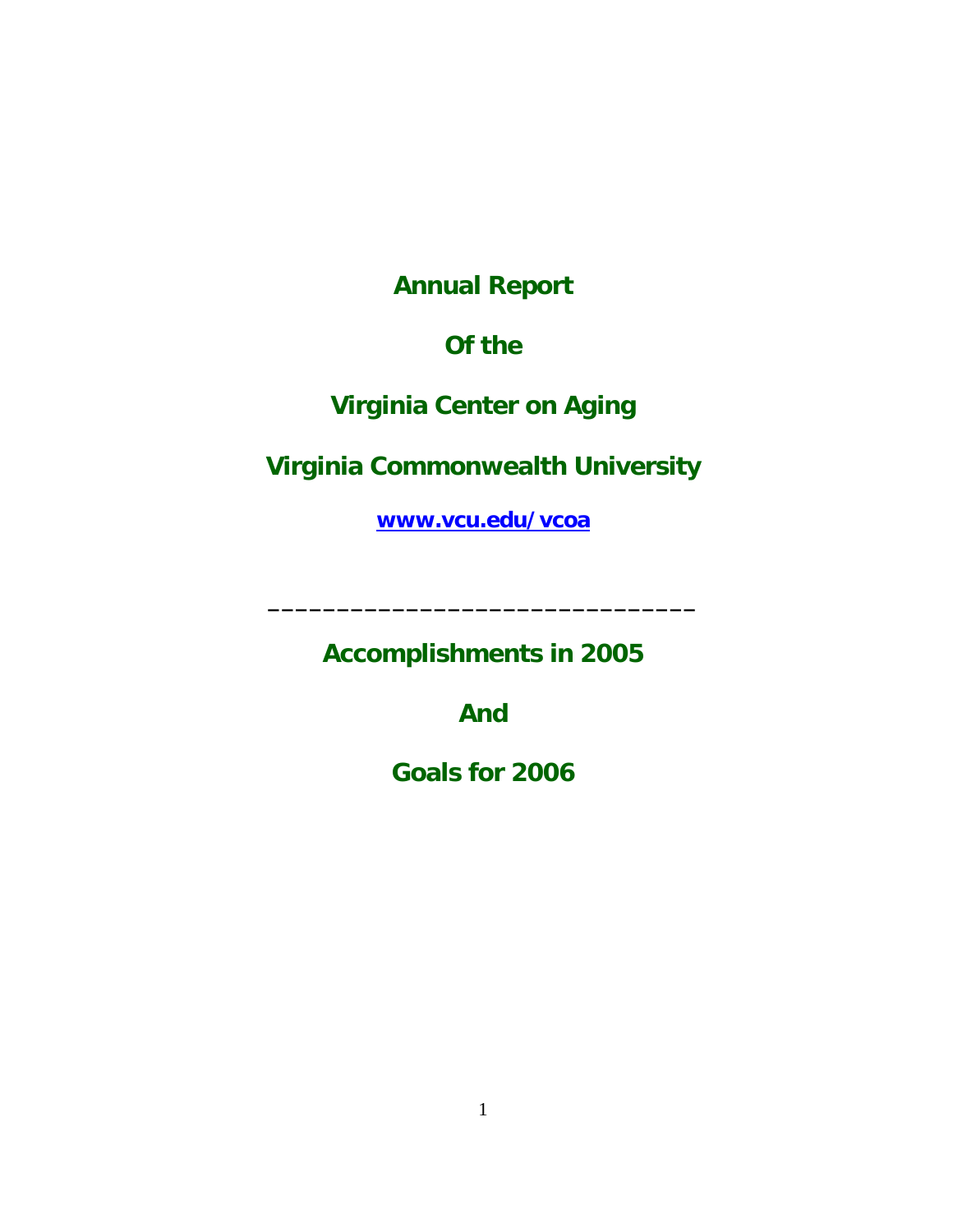# Annual Report

# Of the

# Virginia Center on Aging

# Virginia Commonwealth University

**www.vcu.edu/vcoa**

______________________________

# Accomplishments in 2005

# And

# Goals for 2006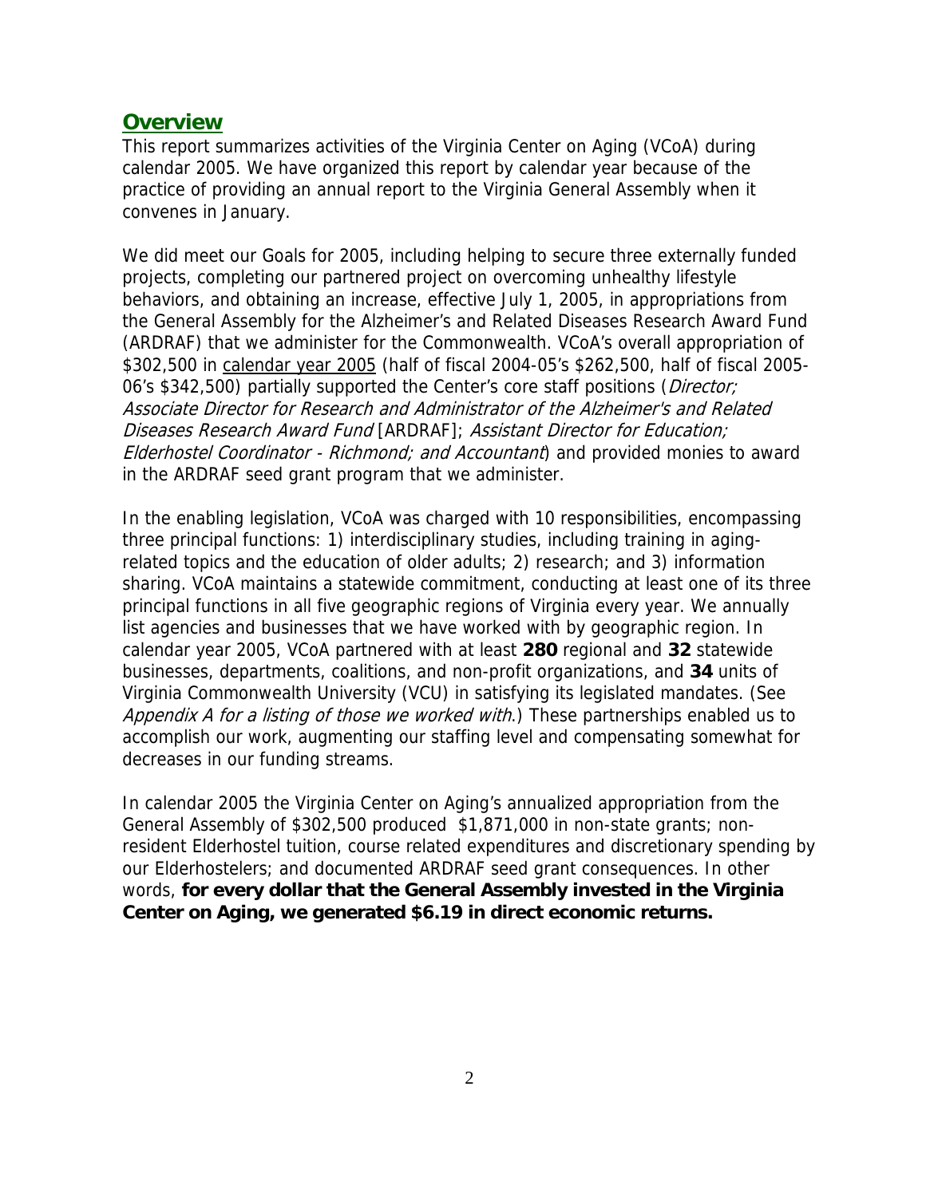## Overview

This report summarizes activities of the Virginia Center on Aging (VCoA) during calendar 2005. We have organized this report by calendar year because of the practice of providing an annual report to the Virginia General Assembly when it convenes in January.

We did meet our Goals for 2005, including helping to secure three externally funded projects, completing our partnered project on overcoming unhealthy lifestyle behaviors, and obtaining an increase, effective July 1, 2005, in appropriations from the General Assembly for the Alzheimer's and Related Diseases Research Award Fund (ARDRAF) that we administer for the Commonwealth. VCoA's overall appropriation of $302,500 in calendar year 2005 (half of fiscal 2004-05's $262,500, half of fiscal 2005-06's $342,500) partially supported the Center's core staff positions (*Director; Associate Director for Research and Administrator of the Alzheimer's and Related Diseases Research Award Fund* [ARDRAF]; *Assistant Director for Education; Elderhostel Coordinator - Richmond; and Accountant*) and provided monies to award in the ARDRAF seed grant program that we administer.

In the enabling legislation, VCoA was charged with 10 responsibilities, encompassing three principal functions: 1) interdisciplinary studies, including training in aging-related topics and the education of older adults; 2) research; and 3) information sharing. VCoA maintains a statewide commitment, conducting at least one of its three principal functions in all five geographic regions of Virginia every year. We annually list agencies and businesses that we have worked with by geographic region. In calendar year 2005, VCoA partnered with at least **280** regional and **32** statewide businesses, departments, coalitions, and non-profit organizations, and **34** units of Virginia Commonwealth University (VCU) in satisfying its legislated mandates. (See *Appendix A for a listing of those we worked with*.) These partnerships enabled us to accomplish our work, augmenting our staffing level and compensating somewhat for decreases in our funding streams.

In calendar 2005 the Virginia Center on Aging's annualized appropriation from the General Assembly of $302,500 produced $1,871,000 in non-state grants; non-resident Elderhostel tuition, course related expenditures and discretionary spending by our Elderhostelers; and documented ARDRAF seed grant consequences. In other words, **for every dollar that the General Assembly invested in the Virginia Center on Aging, we generated $6.19 in direct economic returns.**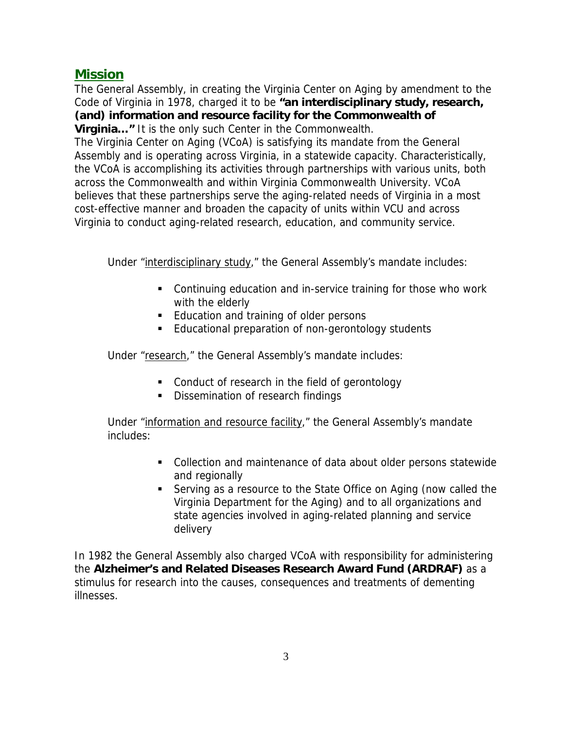## Mission

The General Assembly, in creating the Virginia Center on Aging by amendment to the Code of Virginia in 1978, charged it to be **"an interdisciplinary study, research, (and) information and resource facility for the Commonwealth of Virginia…"** It is the only such Center in the Commonwealth.

The Virginia Center on Aging (VCoA) is satisfying its mandate from the General Assembly and is operating across Virginia, in a statewide capacity. Characteristically, the VCoA is accomplishing its activities through partnerships with various units, both across the Commonwealth and within Virginia Commonwealth University. VCoA believes that these partnerships serve the aging-related needs of Virginia in a most cost-effective manner and broaden the capacity of units within VCU and across Virginia to conduct aging-related research, education, and community service.

Under "interdisciplinary study," the General Assembly's mandate includes:

- Continuing education and in-service training for those who work with the elderly
- Education and training of older persons
- Educational preparation of non-gerontology students

Under "research," the General Assembly's mandate includes:

- Conduct of research in the field of gerontology
- Dissemination of research findings

Under "information and resource facility," the General Assembly's mandate includes:

- Collection and maintenance of data about older persons statewide and regionally
- Serving as a resource to the State Office on Aging (now called the Virginia Department for the Aging) and to all organizations and state agencies involved in aging-related planning and service delivery

In 1982 the General Assembly also charged VCoA with responsibility for administering the **Alzheimer's and Related Diseases Research Award Fund (ARDRAF)** as a stimulus for research into the causes, consequences and treatments of dementing illnesses.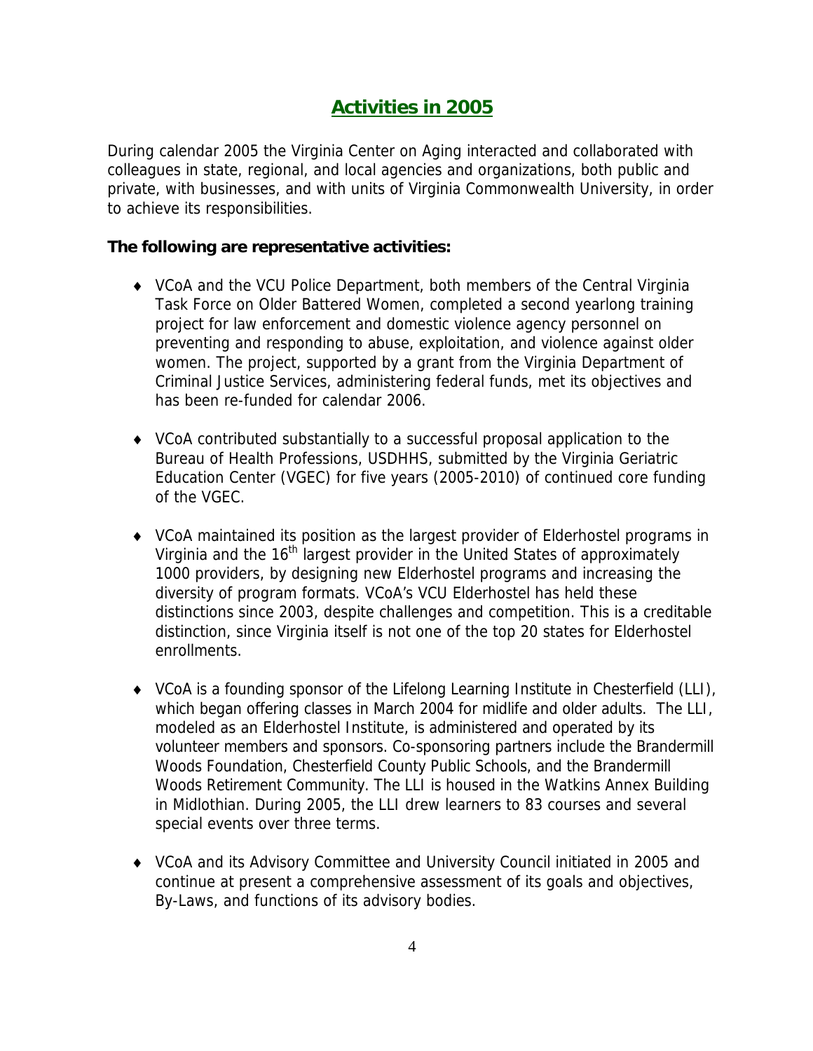## Activities in 2005

During calendar 2005 the Virginia Center on Aging interacted and collaborated with colleagues in state, regional, and local agencies and organizations, both public and private, with businesses, and with units of Virginia Commonwealth University, in order to achieve its responsibilities.

**The following are representative activities:**

- VCoA and the VCU Police Department, both members of the Central Virginia Task Force on Older Battered Women, completed a second yearlong training project for law enforcement and domestic violence agency personnel on preventing and responding to abuse, exploitation, and violence against older women. The project, supported by a grant from the Virginia Department of Criminal Justice Services, administering federal funds, met its objectives and has been re-funded for calendar 2006.

- VCoA contributed substantially to a successful proposal application to the Bureau of Health Professions, USDHHS, submitted by the Virginia Geriatric Education Center (VGEC) for five years (2005-2010) of continued core funding of the VGEC.

- VCoA maintained its position as the largest provider of Elderhostel programs in Virginia and the 16th largest provider in the United States of approximately 1000 providers, by designing new Elderhostel programs and increasing the diversity of program formats. VCoA's VCU Elderhostel has held these distinctions since 2003, despite challenges and competition. This is a creditable distinction, since Virginia itself is not one of the top 20 states for Elderhostel enrollments.

- VCoA is a founding sponsor of the Lifelong Learning Institute in Chesterfield (LLI), which began offering classes in March 2004 for midlife and older adults. The LLI, modeled as an Elderhostel Institute, is administered and operated by its volunteer members and sponsors. Co-sponsoring partners include the Brandermill Woods Foundation, Chesterfield County Public Schools, and the Brandermill Woods Retirement Community. The LLI is housed in the Watkins Annex Building in Midlothian. During 2005, the LLI drew learners to 83 courses and several special events over three terms.

- VCoA and its Advisory Committee and University Council initiated in 2005 and continue at present a comprehensive assessment of its goals and objectives, By-Laws, and functions of its advisory bodies.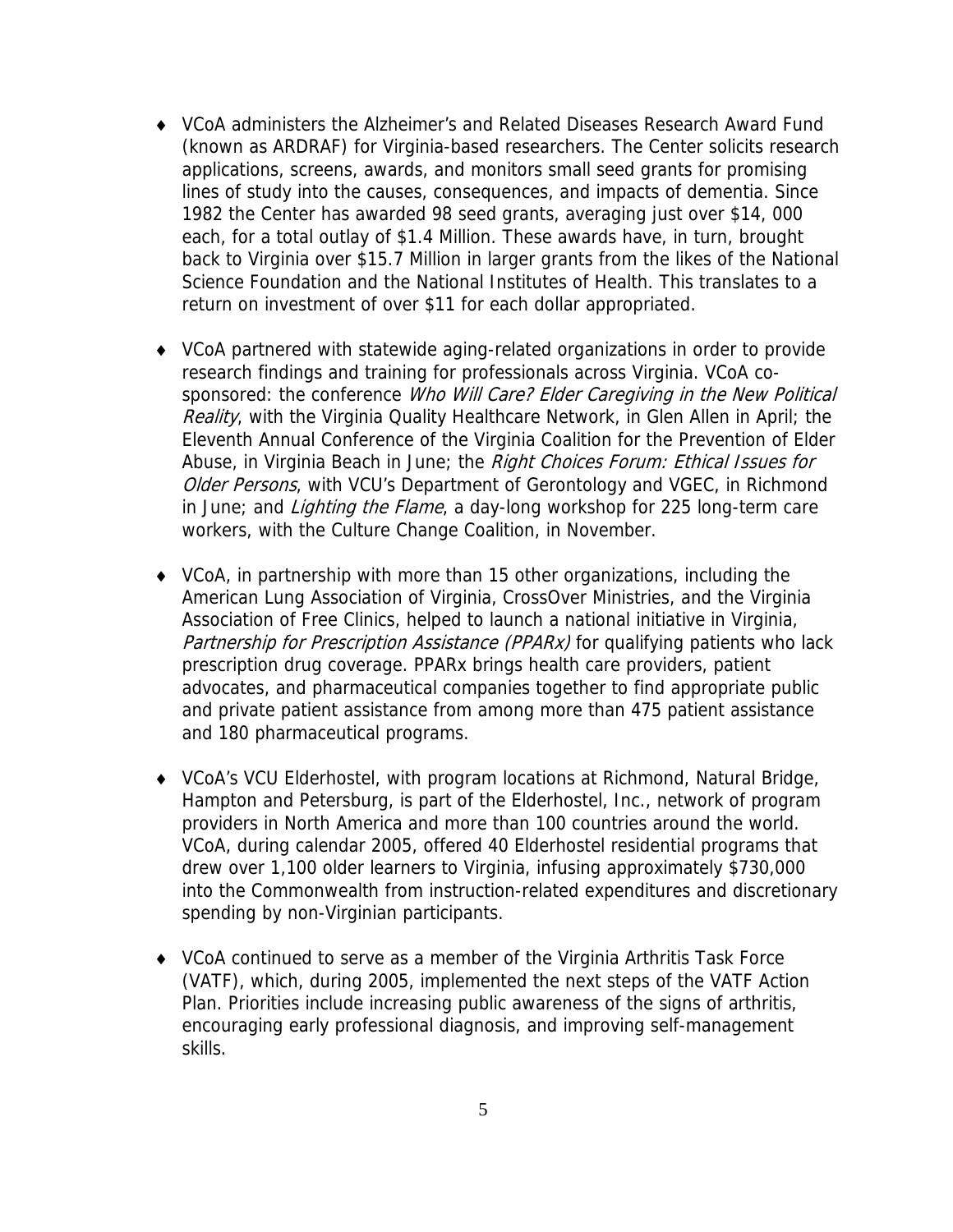- VCoA administers the Alzheimer's and Related Diseases Research Award Fund (known as ARDRAF) for Virginia-based researchers. The Center solicits research applications, screens, awards, and monitors small seed grants for promising lines of study into the causes, consequences, and impacts of dementia. Since 1982 the Center has awarded 98 seed grants, averaging just over $14, 000 each, for a total outlay of $1.4 Million. These awards have, in turn, brought back to Virginia over $15.7 Million in larger grants from the likes of the National Science Foundation and the National Institutes of Health. This translates to a return on investment of over $11 for each dollar appropriated.

- VCoA partnered with statewide aging-related organizations in order to provide research findings and training for professionals across Virginia. VCoA co-sponsored: the conference *Who Will Care? Elder Caregiving in the New Political Reality*, with the Virginia Quality Healthcare Network, in Glen Allen in April; the Eleventh Annual Conference of the Virginia Coalition for the Prevention of Elder Abuse, in Virginia Beach in June; the *Right Choices Forum: Ethical Issues for Older Persons*, with VCU's Department of Gerontology and VGEC, in Richmond in June; and *Lighting the Flame*, a day-long workshop for 225 long-term care workers, with the Culture Change Coalition, in November.

- VCoA, in partnership with more than 15 other organizations, including the American Lung Association of Virginia, CrossOver Ministries, and the Virginia Association of Free Clinics, helped to launch a national initiative in Virginia, *Partnership for Prescription Assistance (PPARx)* for qualifying patients who lack prescription drug coverage. PPARx brings health care providers, patient advocates, and pharmaceutical companies together to find appropriate public and private patient assistance from among more than 475 patient assistance and 180 pharmaceutical programs.

- VCoA's VCU Elderhostel, with program locations at Richmond, Natural Bridge, Hampton and Petersburg, is part of the Elderhostel, Inc., network of program providers in North America and more than 100 countries around the world. VCoA, during calendar 2005, offered 40 Elderhostel residential programs that drew over 1,100 older learners to Virginia, infusing approximately $730,000 into the Commonwealth from instruction-related expenditures and discretionary spending by non-Virginian participants.

- VCoA continued to serve as a member of the Virginia Arthritis Task Force (VATF), which, during 2005, implemented the next steps of the VATF Action Plan. Priorities include increasing public awareness of the signs of arthritis, encouraging early professional diagnosis, and improving self-management skills.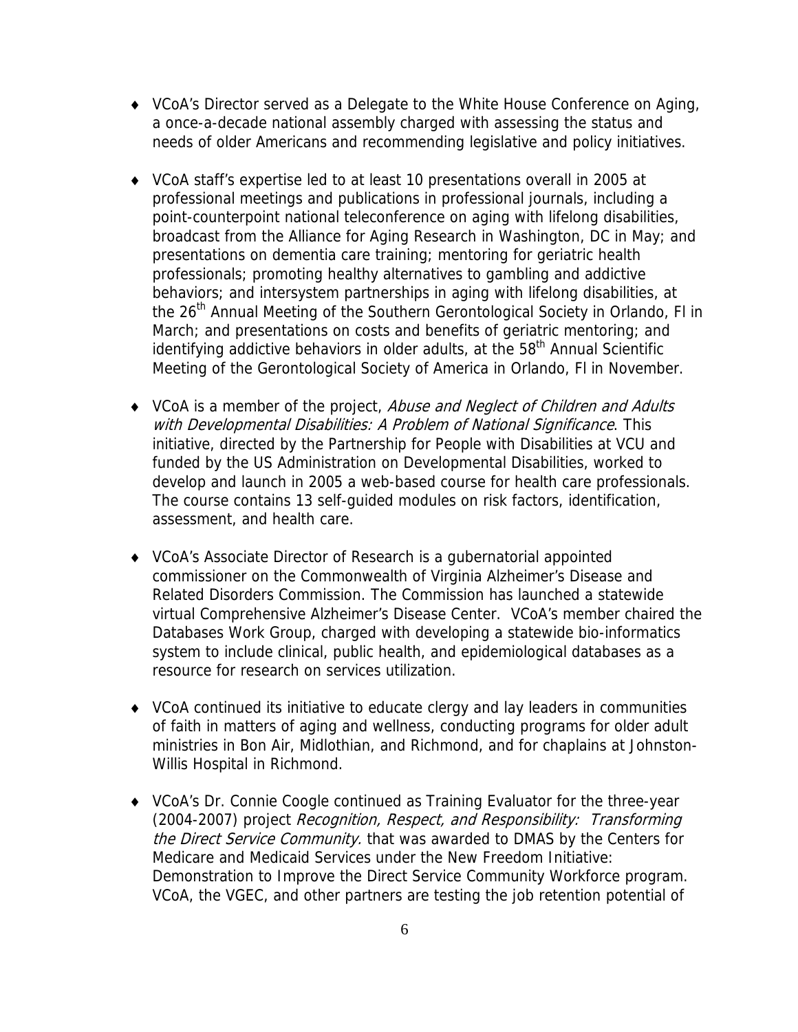- VCoA's Director served as a Delegate to the White House Conference on Aging, a once-a-decade national assembly charged with assessing the status and needs of older Americans and recommending legislative and policy initiatives.

- VCoA staff's expertise led to at least 10 presentations overall in 2005 at professional meetings and publications in professional journals, including a point-counterpoint national teleconference on aging with lifelong disabilities, broadcast from the Alliance for Aging Research in Washington, DC in May; and presentations on dementia care training; mentoring for geriatric health professionals; promoting healthy alternatives to gambling and addictive behaviors; and intersystem partnerships in aging with lifelong disabilities, at the 26th Annual Meeting of the Southern Gerontological Society in Orlando, Fl in March; and presentations on costs and benefits of geriatric mentoring; and identifying addictive behaviors in older adults, at the 58th Annual Scientific Meeting of the Gerontological Society of America in Orlando, Fl in November.

- VCoA is a member of the project, *Abuse and Neglect of Children and Adults with Developmental Disabilities: A Problem of National Significance*. This initiative, directed by the Partnership for People with Disabilities at VCU and funded by the US Administration on Developmental Disabilities, worked to develop and launch in 2005 a web-based course for health care professionals. The course contains 13 self-guided modules on risk factors, identification, assessment, and health care.

- VCoA's Associate Director of Research is a gubernatorial appointed commissioner on the Commonwealth of Virginia Alzheimer's Disease and Related Disorders Commission. The Commission has launched a statewide virtual Comprehensive Alzheimer's Disease Center. VCoA's member chaired the Databases Work Group, charged with developing a statewide bio-informatics system to include clinical, public health, and epidemiological databases as a resource for research on services utilization.

- VCoA continued its initiative to educate clergy and lay leaders in communities of faith in matters of aging and wellness, conducting programs for older adult ministries in Bon Air, Midlothian, and Richmond, and for chaplains at Johnston-Willis Hospital in Richmond.

- VCoA's Dr. Connie Coogle continued as Training Evaluator for the three-year (2004-2007) project *Recognition, Respect, and Responsibility: Transforming the Direct Service Community.* that was awarded to DMAS by the Centers for Medicare and Medicaid Services under the New Freedom Initiative: Demonstration to Improve the Direct Service Community Workforce program. VCoA, the VGEC, and other partners are testing the job retention potential of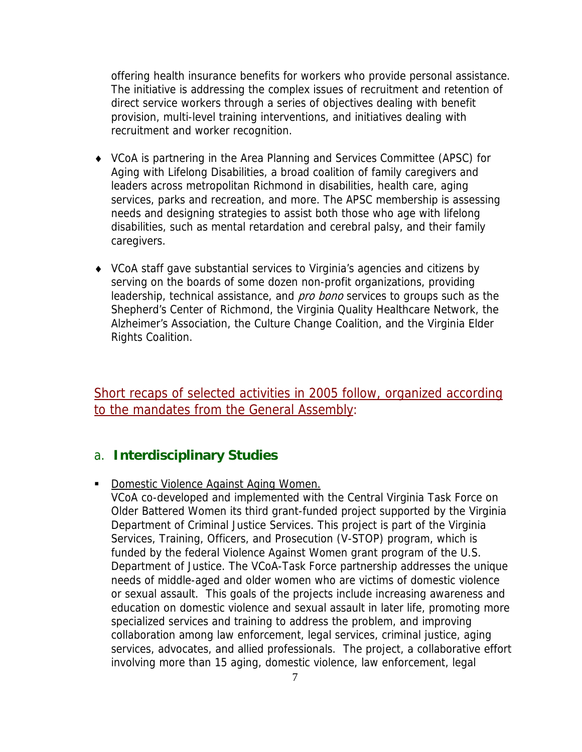offering health insurance benefits for workers who provide personal assistance. The initiative is addressing the complex issues of recruitment and retention of direct service workers through a series of objectives dealing with benefit provision, multi-level training interventions, and initiatives dealing with recruitment and worker recognition.

- VCoA is partnering in the Area Planning and Services Committee (APSC) for Aging with Lifelong Disabilities, a broad coalition of family caregivers and leaders across metropolitan Richmond in disabilities, health care, aging services, parks and recreation, and more. The APSC membership is assessing needs and designing strategies to assist both those who age with lifelong disabilities, such as mental retardation and cerebral palsy, and their family caregivers.

- VCoA staff gave substantial services to Virginia's agencies and citizens by serving on the boards of some dozen non-profit organizations, providing leadership, technical assistance, and *pro bono* services to groups such as the Shepherd's Center of Richmond, the Virginia Quality Healthcare Network, the Alzheimer's Association, the Culture Change Coalition, and the Virginia Elder Rights Coalition.

Short recaps of selected activities in 2005 follow, organized according to the mandates from the General Assembly:

## a. **Interdisciplinary Studies**

- Domestic Violence Against Aging Women.
VCoA co-developed and implemented with the Central Virginia Task Force on Older Battered Women its third grant-funded project supported by the Virginia Department of Criminal Justice Services. This project is part of the Virginia Services, Training, Officers, and Prosecution (V-STOP) program, which is funded by the federal Violence Against Women grant program of the U.S. Department of Justice. The VCoA-Task Force partnership addresses the unique needs of middle-aged and older women who are victims of domestic violence or sexual assault. This goals of the projects include increasing awareness and education on domestic violence and sexual assault in later life, promoting more specialized services and training to address the problem, and improving collaboration among law enforcement, legal services, criminal justice, aging services, advocates, and allied professionals. The project, a collaborative effort involving more than 15 aging, domestic violence, law enforcement, legal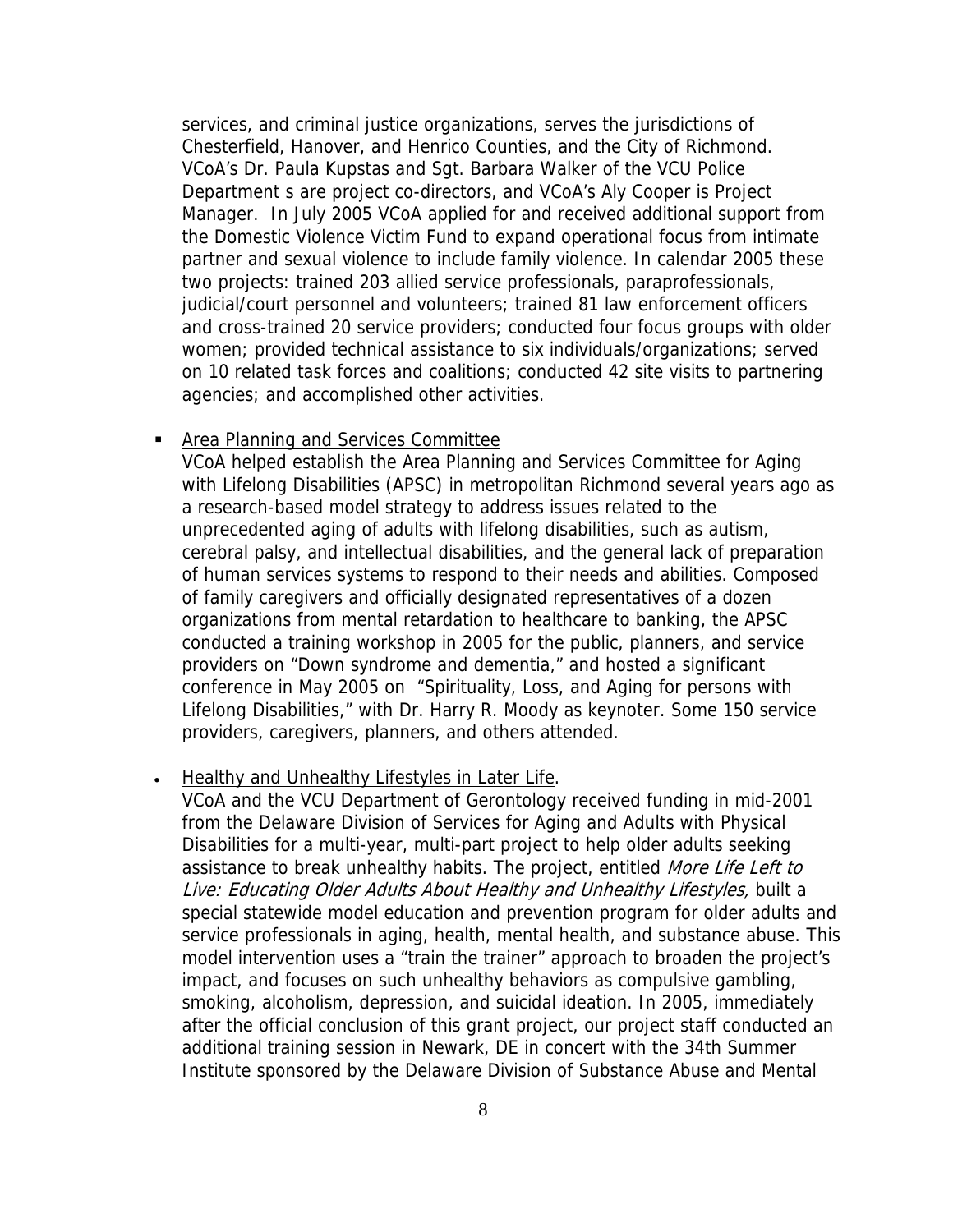services, and criminal justice organizations, serves the jurisdictions of Chesterfield, Hanover, and Henrico Counties, and the City of Richmond. VCoA's Dr. Paula Kupstas and Sgt. Barbara Walker of the VCU Police Department s are project co-directors, and VCoA's Aly Cooper is Project Manager. In July 2005 VCoA applied for and received additional support from the Domestic Violence Victim Fund to expand operational focus from intimate partner and sexual violence to include family violence. In calendar 2005 these two projects: trained 203 allied service professionals, paraprofessionals, judicial/court personnel and volunteers; trained 81 law enforcement officers and cross-trained 20 service providers; conducted four focus groups with older women; provided technical assistance to six individuals/organizations; served on 10 related task forces and coalitions; conducted 42 site visits to partnering agencies; and accomplished other activities.

- Area Planning and Services Committee
  VCoA helped establish the Area Planning and Services Committee for Aging with Lifelong Disabilities (APSC) in metropolitan Richmond several years ago as a research-based model strategy to address issues related to the unprecedented aging of adults with lifelong disabilities, such as autism, cerebral palsy, and intellectual disabilities, and the general lack of preparation of human services systems to respond to their needs and abilities. Composed of family caregivers and officially designated representatives of a dozen organizations from mental retardation to healthcare to banking, the APSC conducted a training workshop in 2005 for the public, planners, and service providers on "Down syndrome and dementia," and hosted a significant conference in May 2005 on "Spirituality, Loss, and Aging for persons with Lifelong Disabilities," with Dr. Harry R. Moody as keynoter. Some 150 service providers, caregivers, planners, and others attended.

- Healthy and Unhealthy Lifestyles in Later Life.
  VCoA and the VCU Department of Gerontology received funding in mid-2001 from the Delaware Division of Services for Aging and Adults with Physical Disabilities for a multi-year, multi-part project to help older adults seeking assistance to break unhealthy habits. The project, entitled *More Life Left to Live: Educating Older Adults About Healthy and Unhealthy Lifestyles,* built a special statewide model education and prevention program for older adults and service professionals in aging, health, mental health, and substance abuse. This model intervention uses a "train the trainer" approach to broaden the project's impact, and focuses on such unhealthy behaviors as compulsive gambling, smoking, alcoholism, depression, and suicidal ideation. In 2005, immediately after the official conclusion of this grant project, our project staff conducted an additional training session in Newark, DE in concert with the 34th Summer Institute sponsored by the Delaware Division of Substance Abuse and Mental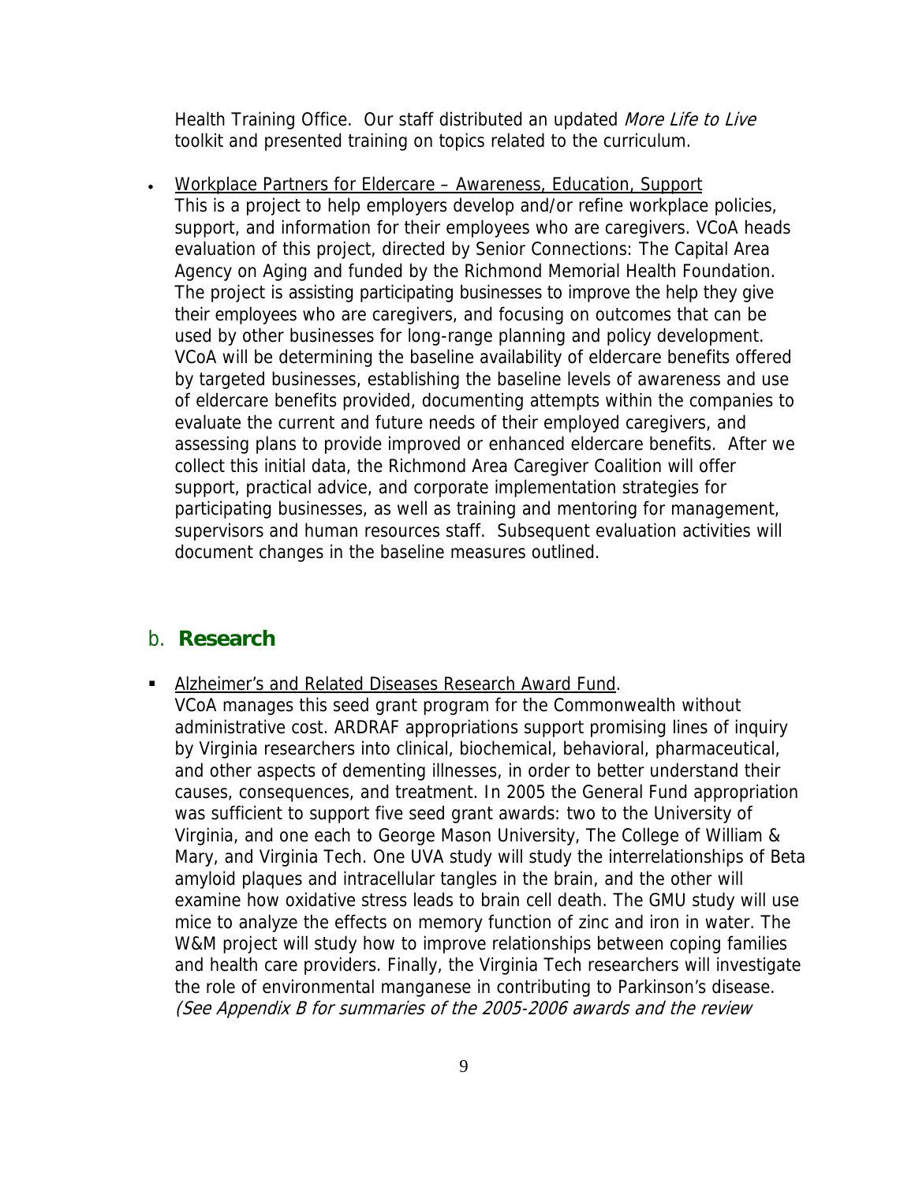Health Training Office. Our staff distributed an updated *More Life to Live* toolkit and presented training on topics related to the curriculum.

- Workplace Partners for Eldercare – Awareness, Education, Support
  This is a project to help employers develop and/or refine workplace policies, support, and information for their employees who are caregivers. VCoA heads evaluation of this project, directed by Senior Connections: The Capital Area Agency on Aging and funded by the Richmond Memorial Health Foundation. The project is assisting participating businesses to improve the help they give their employees who are caregivers, and focusing on outcomes that can be used by other businesses for long-range planning and policy development. VCoA will be determining the baseline availability of eldercare benefits offered by targeted businesses, establishing the baseline levels of awareness and use of eldercare benefits provided, documenting attempts within the companies to evaluate the current and future needs of their employed caregivers, and assessing plans to provide improved or enhanced eldercare benefits. After we collect this initial data, the Richmond Area Caregiver Coalition will offer support, practical advice, and corporate implementation strategies for participating businesses, as well as training and mentoring for management, supervisors and human resources staff. Subsequent evaluation activities will document changes in the baseline measures outlined.

## b. **Research**

- Alzheimer's and Related Diseases Research Award Fund.
  VCoA manages this seed grant program for the Commonwealth without administrative cost. ARDRAF appropriations support promising lines of inquiry by Virginia researchers into clinical, biochemical, behavioral, pharmaceutical, and other aspects of dementing illnesses, in order to better understand their causes, consequences, and treatment. In 2005 the General Fund appropriation was sufficient to support five seed grant awards: two to the University of Virginia, and one each to George Mason University, The College of William & Mary, and Virginia Tech. One UVA study will study the interrelationships of Beta amyloid plaques and intracellular tangles in the brain, and the other will examine how oxidative stress leads to brain cell death. The GMU study will use mice to analyze the effects on memory function of zinc and iron in water. The W&M project will study how to improve relationships between coping families and health care providers. Finally, the Virginia Tech researchers will investigate the role of environmental manganese in contributing to Parkinson's disease. *(See Appendix B for summaries of the 2005-2006 awards and the review*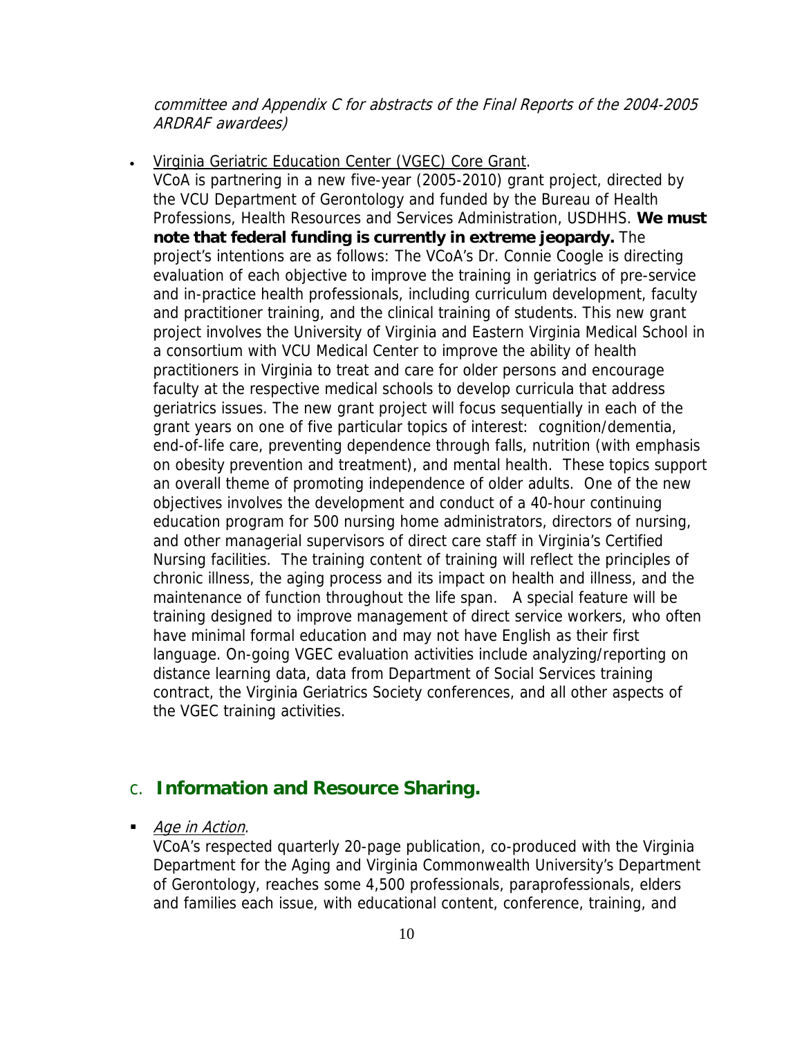*committee and Appendix C for abstracts of the Final Reports of the 2004-2005 ARDRAF awardees)*

- Virginia Geriatric Education Center (VGEC) Core Grant.
  VCoA is partnering in a new five-year (2005-2010) grant project, directed by the VCU Department of Gerontology and funded by the Bureau of Health Professions, Health Resources and Services Administration, USDHHS. **We must note that federal funding is currently in extreme jeopardy.** The project's intentions are as follows: The VCoA's Dr. Connie Coogle is directing evaluation of each objective to improve the training in geriatrics of pre-service and in-practice health professionals, including curriculum development, faculty and practitioner training, and the clinical training of students. This new grant project involves the University of Virginia and Eastern Virginia Medical School in a consortium with VCU Medical Center to improve the ability of health practitioners in Virginia to treat and care for older persons and encourage faculty at the respective medical schools to develop curricula that address geriatrics issues. The new grant project will focus sequentially in each of the grant years on one of five particular topics of interest: cognition/dementia, end-of-life care, preventing dependence through falls, nutrition (with emphasis on obesity prevention and treatment), and mental health. These topics support an overall theme of promoting independence of older adults. One of the new objectives involves the development and conduct of a 40-hour continuing education program for 500 nursing home administrators, directors of nursing, and other managerial supervisors of direct care staff in Virginia's Certified Nursing facilities. The training content of training will reflect the principles of chronic illness, the aging process and its impact on health and illness, and the maintenance of function throughout the life span. A special feature will be training designed to improve management of direct service workers, who often have minimal formal education and may not have English as their first language. On-going VGEC evaluation activities include analyzing/reporting on distance learning data, data from Department of Social Services training contract, the Virginia Geriatrics Society conferences, and all other aspects of the VGEC training activities.

## C. Information and Resource Sharing.

- *Age in Action*.
  VCoA's respected quarterly 20-page publication, co-produced with the Virginia Department for the Aging and Virginia Commonwealth University's Department of Gerontology, reaches some 4,500 professionals, paraprofessionals, elders and families each issue, with educational content, conference, training, and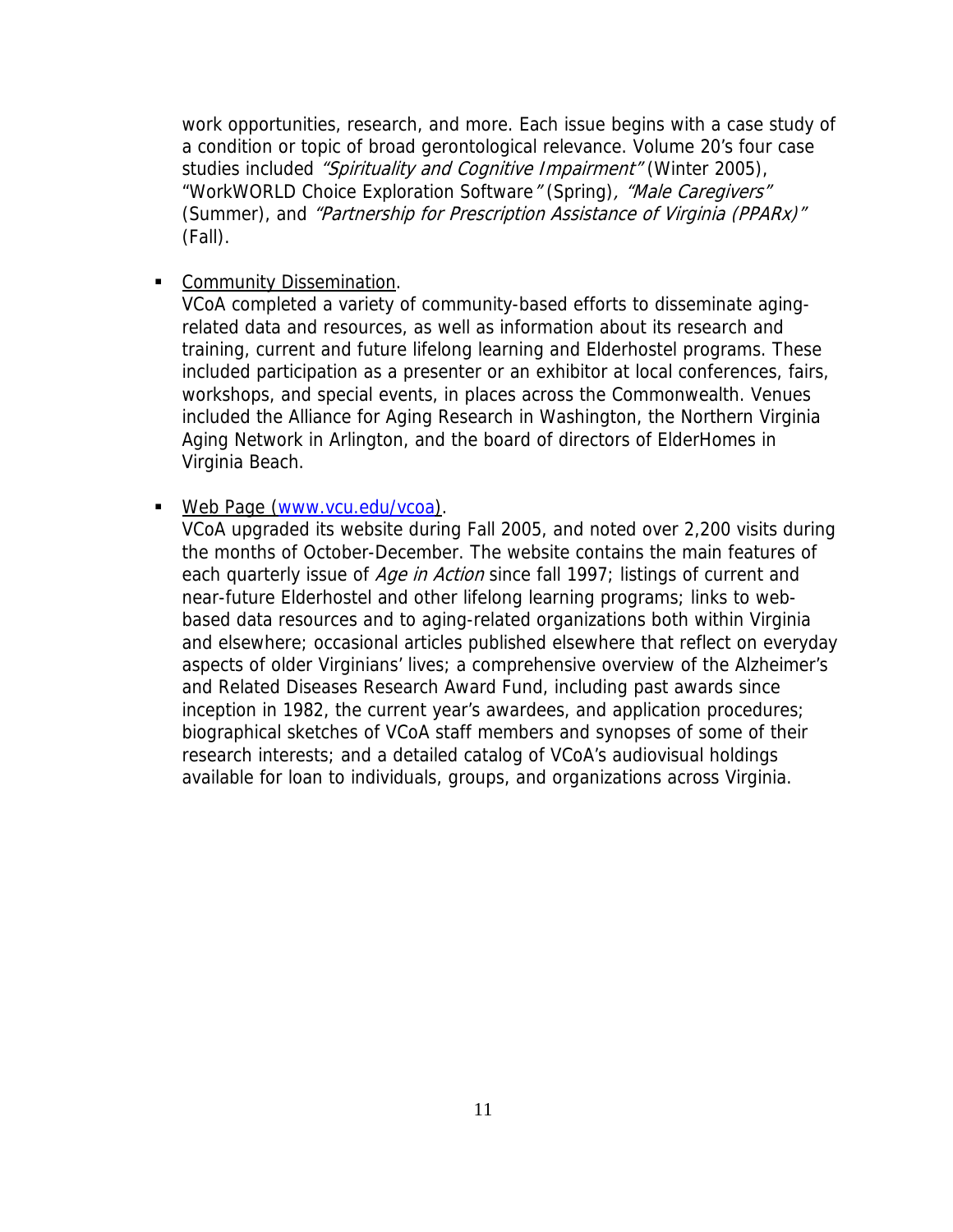work opportunities, research, and more. Each issue begins with a case study of a condition or topic of broad gerontological relevance. Volume 20's four case studies included *"Spirituality and Cognitive Impairment"* (Winter 2005), "WorkWORLD Choice Exploration Software*"* (Spring)*, "Male Caregivers"* (Summer), and *"Partnership for Prescription Assistance of Virginia (PPARx)"* (Fall).

- Community Dissemination.
  VCoA completed a variety of community-based efforts to disseminate aging-related data and resources, as well as information about its research and training, current and future lifelong learning and Elderhostel programs. These included participation as a presenter or an exhibitor at local conferences, fairs, workshops, and special events, in places across the Commonwealth. Venues included the Alliance for Aging Research in Washington, the Northern Virginia Aging Network in Arlington, and the board of directors of ElderHomes in Virginia Beach.

- Web Page (www.vcu.edu/vcoa).
  VCoA upgraded its website during Fall 2005, and noted over 2,200 visits during the months of October-December. The website contains the main features of each quarterly issue of *Age in Action* since fall 1997; listings of current and near-future Elderhostel and other lifelong learning programs; links to web-based data resources and to aging-related organizations both within Virginia and elsewhere; occasional articles published elsewhere that reflect on everyday aspects of older Virginians' lives; a comprehensive overview of the Alzheimer's and Related Diseases Research Award Fund, including past awards since inception in 1982, the current year's awardees, and application procedures; biographical sketches of VCoA staff members and synopses of some of their research interests; and a detailed catalog of VCoA's audiovisual holdings available for loan to individuals, groups, and organizations across Virginia.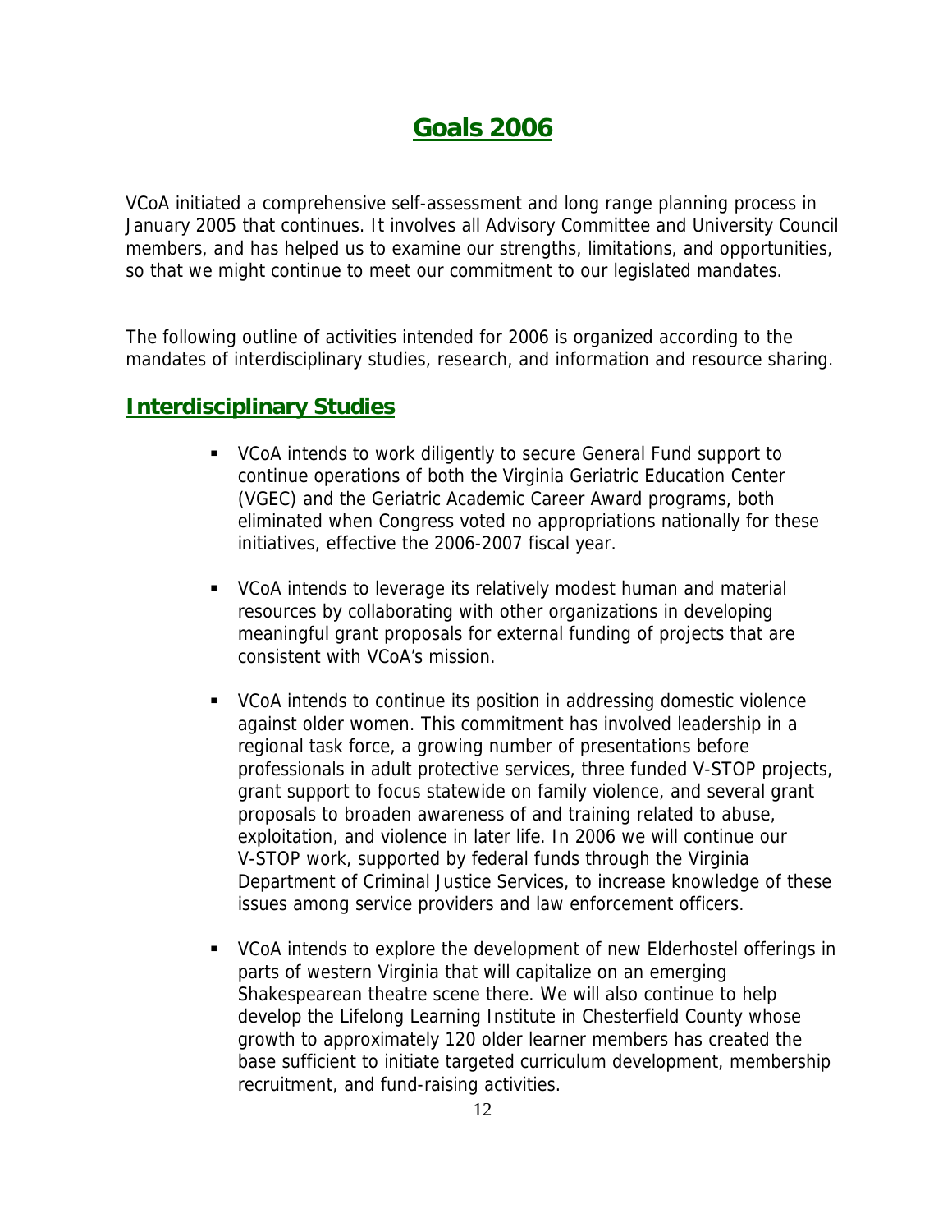# Goals 2006

VCoA initiated a comprehensive self-assessment and long range planning process in January 2005 that continues. It involves all Advisory Committee and University Council members, and has helped us to examine our strengths, limitations, and opportunities, so that we might continue to meet our commitment to our legislated mandates.

The following outline of activities intended for 2006 is organized according to the mandates of interdisciplinary studies, research, and information and resource sharing.

## Interdisciplinary Studies

- VCoA intends to work diligently to secure General Fund support to continue operations of both the Virginia Geriatric Education Center (VGEC) and the Geriatric Academic Career Award programs, both eliminated when Congress voted no appropriations nationally for these initiatives, effective the 2006-2007 fiscal year.

- VCoA intends to leverage its relatively modest human and material resources by collaborating with other organizations in developing meaningful grant proposals for external funding of projects that are consistent with VCoA's mission.

- VCoA intends to continue its position in addressing domestic violence against older women. This commitment has involved leadership in a regional task force, a growing number of presentations before professionals in adult protective services, three funded V-STOP projects, grant support to focus statewide on family violence, and several grant proposals to broaden awareness of and training related to abuse, exploitation, and violence in later life. In 2006 we will continue our V-STOP work, supported by federal funds through the Virginia Department of Criminal Justice Services, to increase knowledge of these issues among service providers and law enforcement officers.

- VCoA intends to explore the development of new Elderhostel offerings in parts of western Virginia that will capitalize on an emerging Shakespearean theatre scene there. We will also continue to help develop the Lifelong Learning Institute in Chesterfield County whose growth to approximately 120 older learner members has created the base sufficient to initiate targeted curriculum development, membership recruitment, and fund-raising activities.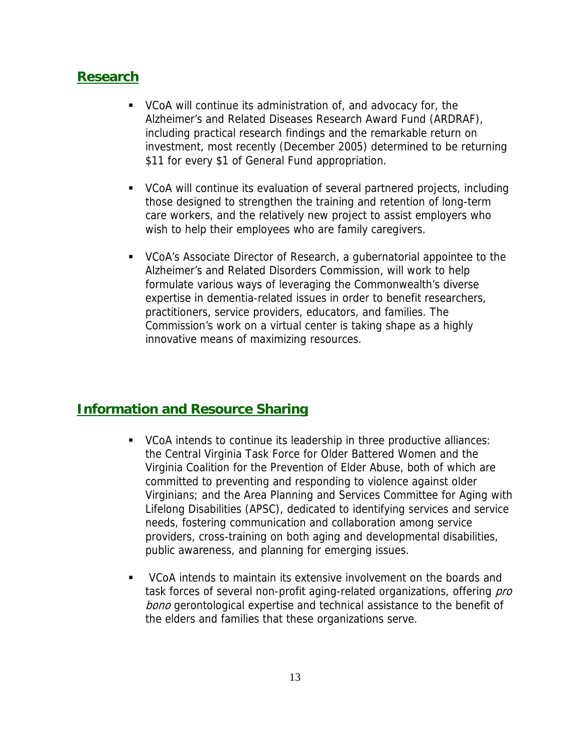## Research

- VCoA will continue its administration of, and advocacy for, the Alzheimer's and Related Diseases Research Award Fund (ARDRAF), including practical research findings and the remarkable return on investment, most recently (December 2005) determined to be returning \$11 for every \$1 of General Fund appropriation.

- VCoA will continue its evaluation of several partnered projects, including those designed to strengthen the training and retention of long-term care workers, and the relatively new project to assist employers who wish to help their employees who are family caregivers.

- VCoA's Associate Director of Research, a gubernatorial appointee to the Alzheimer's and Related Disorders Commission, will work to help formulate various ways of leveraging the Commonwealth's diverse expertise in dementia-related issues in order to benefit researchers, practitioners, service providers, educators, and families. The Commission's work on a virtual center is taking shape as a highly innovative means of maximizing resources.

## Information and Resource Sharing

- VCoA intends to continue its leadership in three productive alliances: the Central Virginia Task Force for Older Battered Women and the Virginia Coalition for the Prevention of Elder Abuse, both of which are committed to preventing and responding to violence against older Virginians; and the Area Planning and Services Committee for Aging with Lifelong Disabilities (APSC), dedicated to identifying services and service needs, fostering communication and collaboration among service providers, cross-training on both aging and developmental disabilities, public awareness, and planning for emerging issues.

- VCoA intends to maintain its extensive involvement on the boards and task forces of several non-profit aging-related organizations, offering *pro bono* gerontological expertise and technical assistance to the benefit of the elders and families that these organizations serve.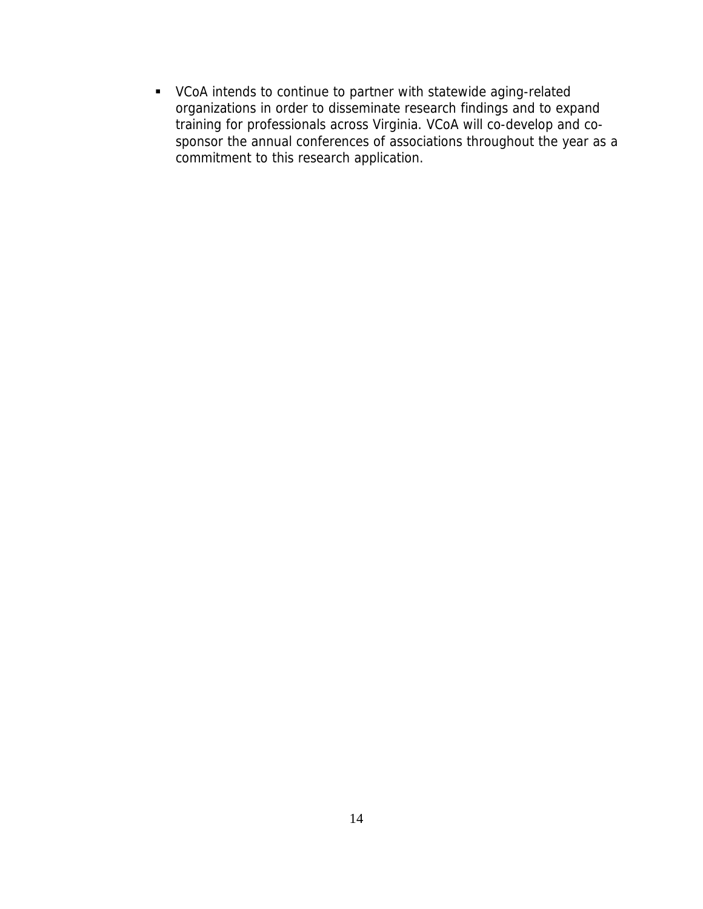- VCoA intends to continue to partner with statewide aging-related organizations in order to disseminate research findings and to expand training for professionals across Virginia. VCoA will co-develop and co-sponsor the annual conferences of associations throughout the year as a commitment to this research application.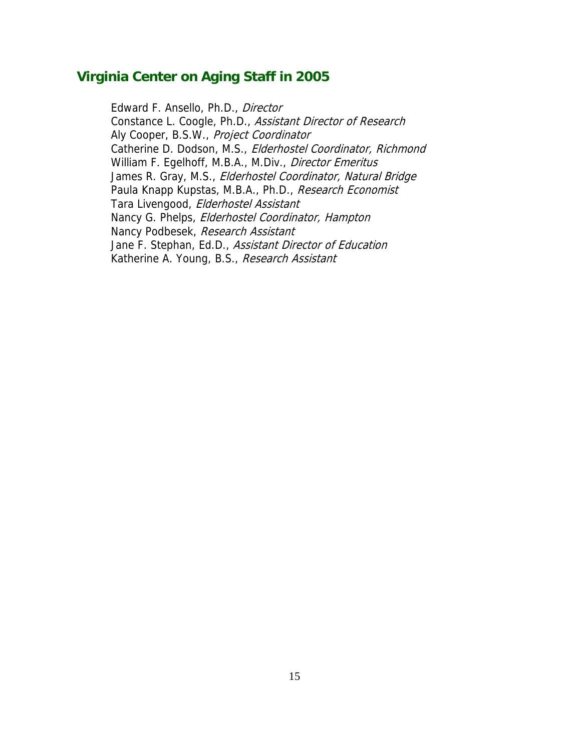## Virginia Center on Aging Staff in 2005

Edward F. Ansello, Ph.D., *Director*
Constance L. Coogle, Ph.D., *Assistant Director of Research*
Aly Cooper, B.S.W., *Project Coordinator*
Catherine D. Dodson, M.S., *Elderhostel Coordinator, Richmond*
William F. Egelhoff, M.B.A., M.Div., *Director Emeritus*
James R. Gray, M.S., *Elderhostel Coordinator, Natural Bridge*
Paula Knapp Kupstas, M.B.A., Ph.D., *Research Economist*
Tara Livengood, *Elderhostel Assistant*
Nancy G. Phelps, *Elderhostel Coordinator, Hampton*
Nancy Podbesek, *Research Assistant*
Jane F. Stephan, Ed.D., *Assistant Director of Education*
Katherine A. Young, B.S., *Research Assistant*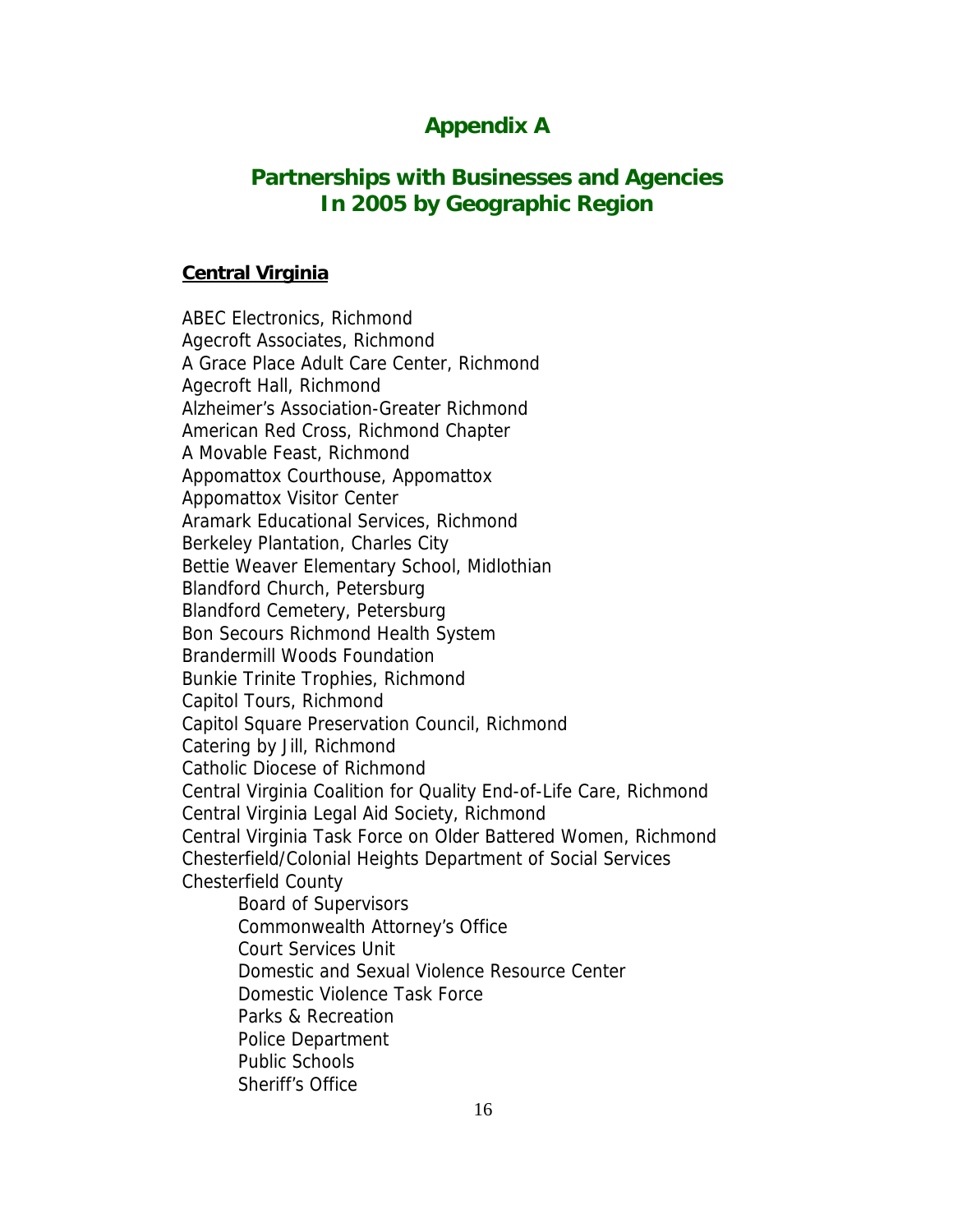# Appendix A

## Partnerships with Businesses and Agencies In 2005 by Geographic Region

### Central Virginia

ABEC Electronics, Richmond
Agecroft Associates, Richmond
A Grace Place Adult Care Center, Richmond
Agecroft Hall, Richmond
Alzheimer's Association-Greater Richmond
American Red Cross, Richmond Chapter
A Movable Feast, Richmond
Appomattox Courthouse, Appomattox
Appomattox Visitor Center
Aramark Educational Services, Richmond
Berkeley Plantation, Charles City
Bettie Weaver Elementary School, Midlothian
Blandford Church, Petersburg
Blandford Cemetery, Petersburg
Bon Secours Richmond Health System
Brandermill Woods Foundation
Bunkie Trinite Trophies, Richmond
Capitol Tours, Richmond
Capitol Square Preservation Council, Richmond
Catering by Jill, Richmond
Catholic Diocese of Richmond
Central Virginia Coalition for Quality End-of-Life Care, Richmond
Central Virginia Legal Aid Society, Richmond
Central Virginia Task Force on Older Battered Women, Richmond
Chesterfield/Colonial Heights Department of Social Services
Chesterfield County

- Board of Supervisors
- Commonwealth Attorney's Office
- Court Services Unit
- Domestic and Sexual Violence Resource Center
- Domestic Violence Task Force
- Parks & Recreation
- Police Department
- Public Schools
- Sheriff's Office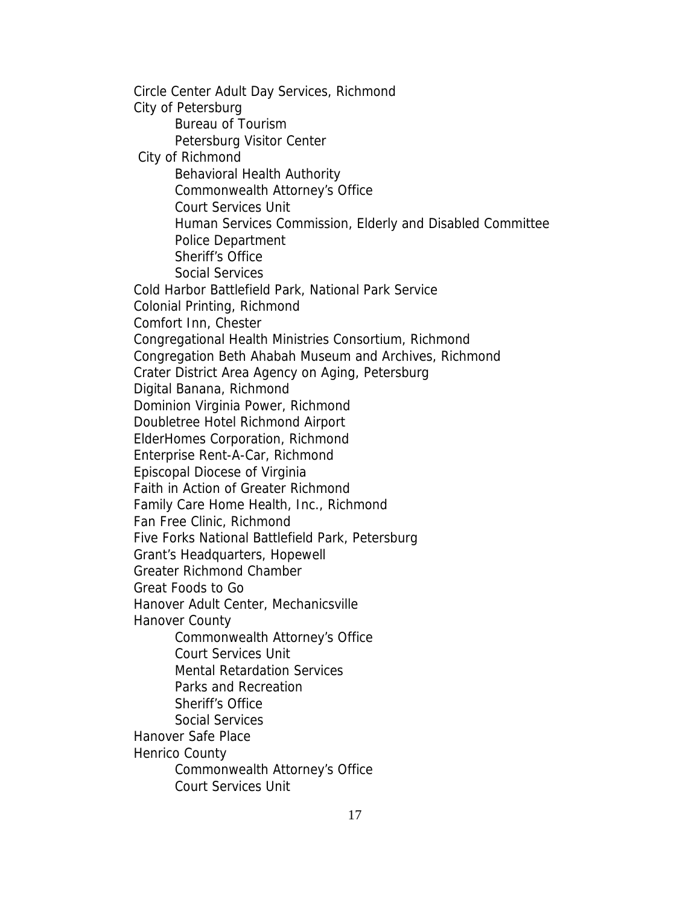Circle Center Adult Day Services, Richmond
City of Petersburg
- Bureau of Tourism
- Petersburg Visitor Center

City of Richmond
- Behavioral Health Authority
- Commonwealth Attorney's Office
- Court Services Unit
- Human Services Commission, Elderly and Disabled Committee
- Police Department
- Sheriff's Office
- Social Services

Cold Harbor Battlefield Park, National Park Service
Colonial Printing, Richmond
Comfort Inn, Chester
Congregational Health Ministries Consortium, Richmond
Congregation Beth Ahabah Museum and Archives, Richmond
Crater District Area Agency on Aging, Petersburg
Digital Banana, Richmond
Dominion Virginia Power, Richmond
Doubletree Hotel Richmond Airport
ElderHomes Corporation, Richmond
Enterprise Rent-A-Car, Richmond
Episcopal Diocese of Virginia
Faith in Action of Greater Richmond
Family Care Home Health, Inc., Richmond
Fan Free Clinic, Richmond
Five Forks National Battlefield Park, Petersburg
Grant's Headquarters, Hopewell
Greater Richmond Chamber
Great Foods to Go
Hanover Adult Center, Mechanicsville
Hanover County
- Commonwealth Attorney's Office
- Court Services Unit
- Mental Retardation Services
- Parks and Recreation
- Sheriff's Office
- Social Services

Hanover Safe Place
Henrico County
- Commonwealth Attorney's Office
- Court Services Unit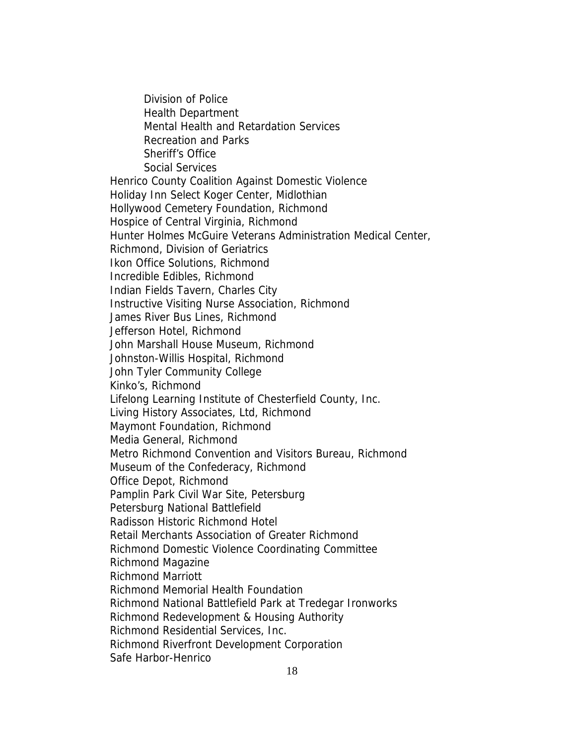- Division of Police
  - Health Department
  - Mental Health and Retardation Services
  - Recreation and Parks
  - Sheriff's Office
  - Social Services

Henrico County Coalition Against Domestic Violence
Holiday Inn Select Koger Center, Midlothian
Hollywood Cemetery Foundation, Richmond
Hospice of Central Virginia, Richmond
Hunter Holmes McGuire Veterans Administration Medical Center, Richmond, Division of Geriatrics
Ikon Office Solutions, Richmond
Incredible Edibles, Richmond
Indian Fields Tavern, Charles City
Instructive Visiting Nurse Association, Richmond
James River Bus Lines, Richmond
Jefferson Hotel, Richmond
John Marshall House Museum, Richmond
Johnston-Willis Hospital, Richmond
John Tyler Community College
Kinko's, Richmond
Lifelong Learning Institute of Chesterfield County, Inc.
Living History Associates, Ltd, Richmond
Maymont Foundation, Richmond
Media General, Richmond
Metro Richmond Convention and Visitors Bureau, Richmond
Museum of the Confederacy, Richmond
Office Depot, Richmond
Pamplin Park Civil War Site, Petersburg
Petersburg National Battlefield
Radisson Historic Richmond Hotel
Retail Merchants Association of Greater Richmond
Richmond Domestic Violence Coordinating Committee
Richmond Magazine
Richmond Marriott
Richmond Memorial Health Foundation
Richmond National Battlefield Park at Tredegar Ironworks
Richmond Redevelopment & Housing Authority
Richmond Residential Services, Inc.
Richmond Riverfront Development Corporation
Safe Harbor-Henrico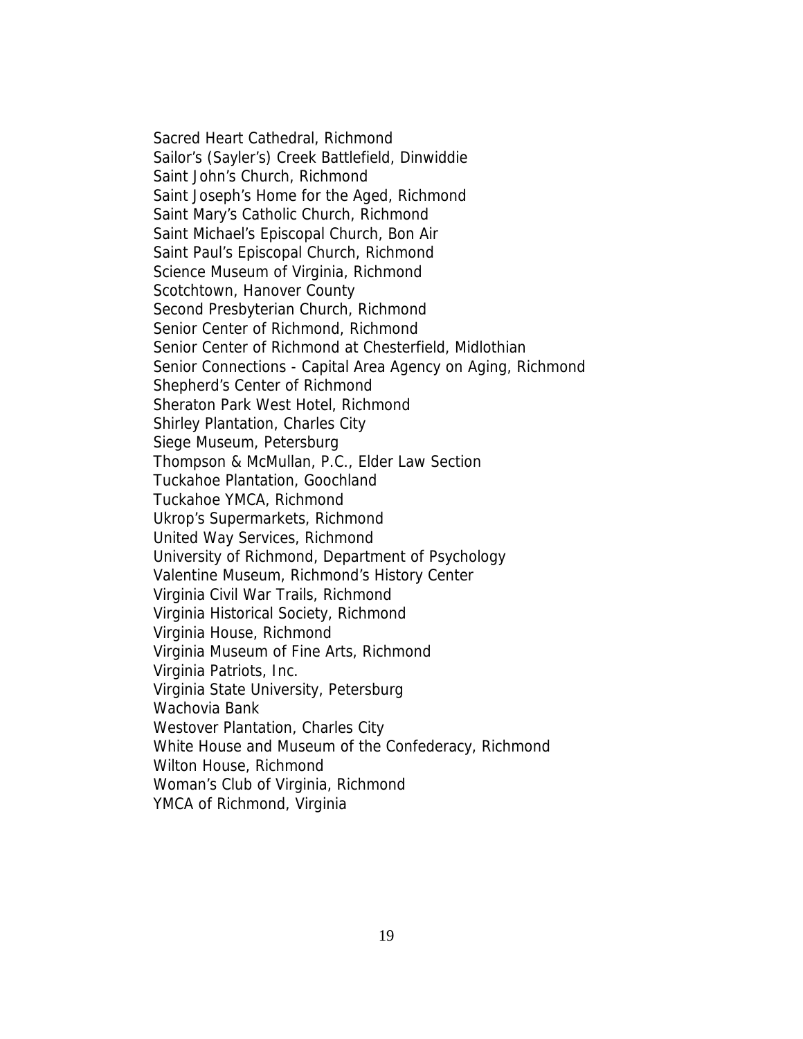Sacred Heart Cathedral, Richmond
Sailor's (Sayler's) Creek Battlefield, Dinwiddie
Saint John's Church, Richmond
Saint Joseph's Home for the Aged, Richmond
Saint Mary's Catholic Church, Richmond
Saint Michael's Episcopal Church, Bon Air
Saint Paul's Episcopal Church, Richmond
Science Museum of Virginia, Richmond
Scotchtown, Hanover County
Second Presbyterian Church, Richmond
Senior Center of Richmond, Richmond
Senior Center of Richmond at Chesterfield, Midlothian
Senior Connections - Capital Area Agency on Aging, Richmond
Shepherd's Center of Richmond
Sheraton Park West Hotel, Richmond
Shirley Plantation, Charles City
Siege Museum, Petersburg
Thompson & McMullan, P.C., Elder Law Section
Tuckahoe Plantation, Goochland
Tuckahoe YMCA, Richmond
Ukrop's Supermarkets, Richmond
United Way Services, Richmond
University of Richmond, Department of Psychology
Valentine Museum, Richmond's History Center
Virginia Civil War Trails, Richmond
Virginia Historical Society, Richmond
Virginia House, Richmond
Virginia Museum of Fine Arts, Richmond
Virginia Patriots, Inc.
Virginia State University, Petersburg
Wachovia Bank
Westover Plantation, Charles City
White House and Museum of the Confederacy, Richmond
Wilton House, Richmond
Woman's Club of Virginia, Richmond
YMCA of Richmond, Virginia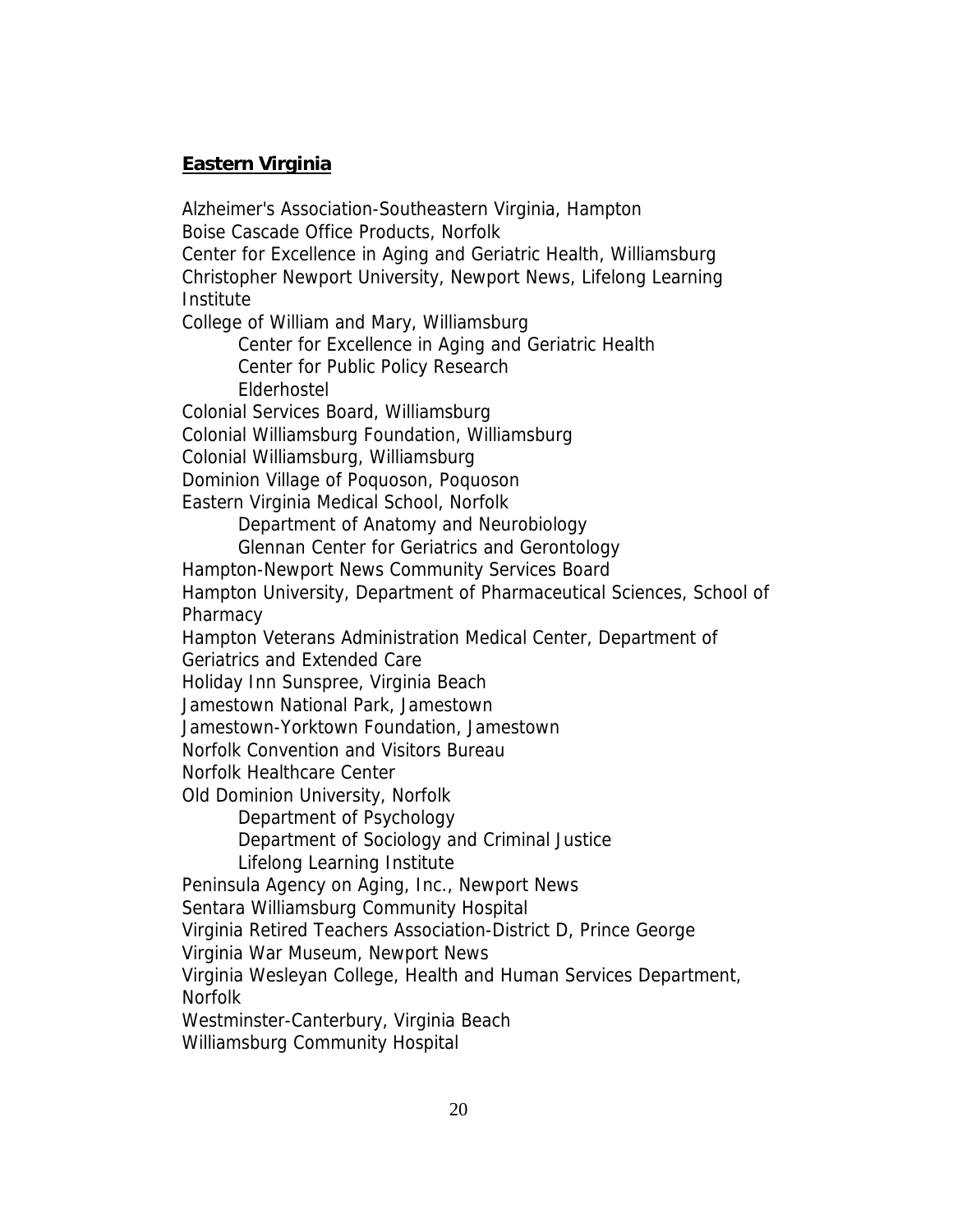## Eastern Virginia

Alzheimer's Association-Southeastern Virginia, Hampton
Boise Cascade Office Products, Norfolk
Center for Excellence in Aging and Geriatric Health, Williamsburg
Christopher Newport University, Newport News, Lifelong Learning Institute
College of William and Mary, Williamsburg
  - Center for Excellence in Aging and Geriatric Health
  - Center for Public Policy Research
  - Elderhostel

Colonial Services Board, Williamsburg
Colonial Williamsburg Foundation, Williamsburg
Colonial Williamsburg, Williamsburg
Dominion Village of Poquoson, Poquoson
Eastern Virginia Medical School, Norfolk
  - Department of Anatomy and Neurobiology
  - Glennan Center for Geriatrics and Gerontology

Hampton-Newport News Community Services Board
Hampton University, Department of Pharmaceutical Sciences, School of Pharmacy
Hampton Veterans Administration Medical Center, Department of Geriatrics and Extended Care
Holiday Inn Sunspree, Virginia Beach
Jamestown National Park, Jamestown
Jamestown-Yorktown Foundation, Jamestown
Norfolk Convention and Visitors Bureau
Norfolk Healthcare Center
Old Dominion University, Norfolk
  - Department of Psychology
  - Department of Sociology and Criminal Justice
  - Lifelong Learning Institute

Peninsula Agency on Aging, Inc., Newport News
Sentara Williamsburg Community Hospital
Virginia Retired Teachers Association-District D, Prince George
Virginia War Museum, Newport News
Virginia Wesleyan College, Health and Human Services Department, Norfolk
Westminster-Canterbury, Virginia Beach
Williamsburg Community Hospital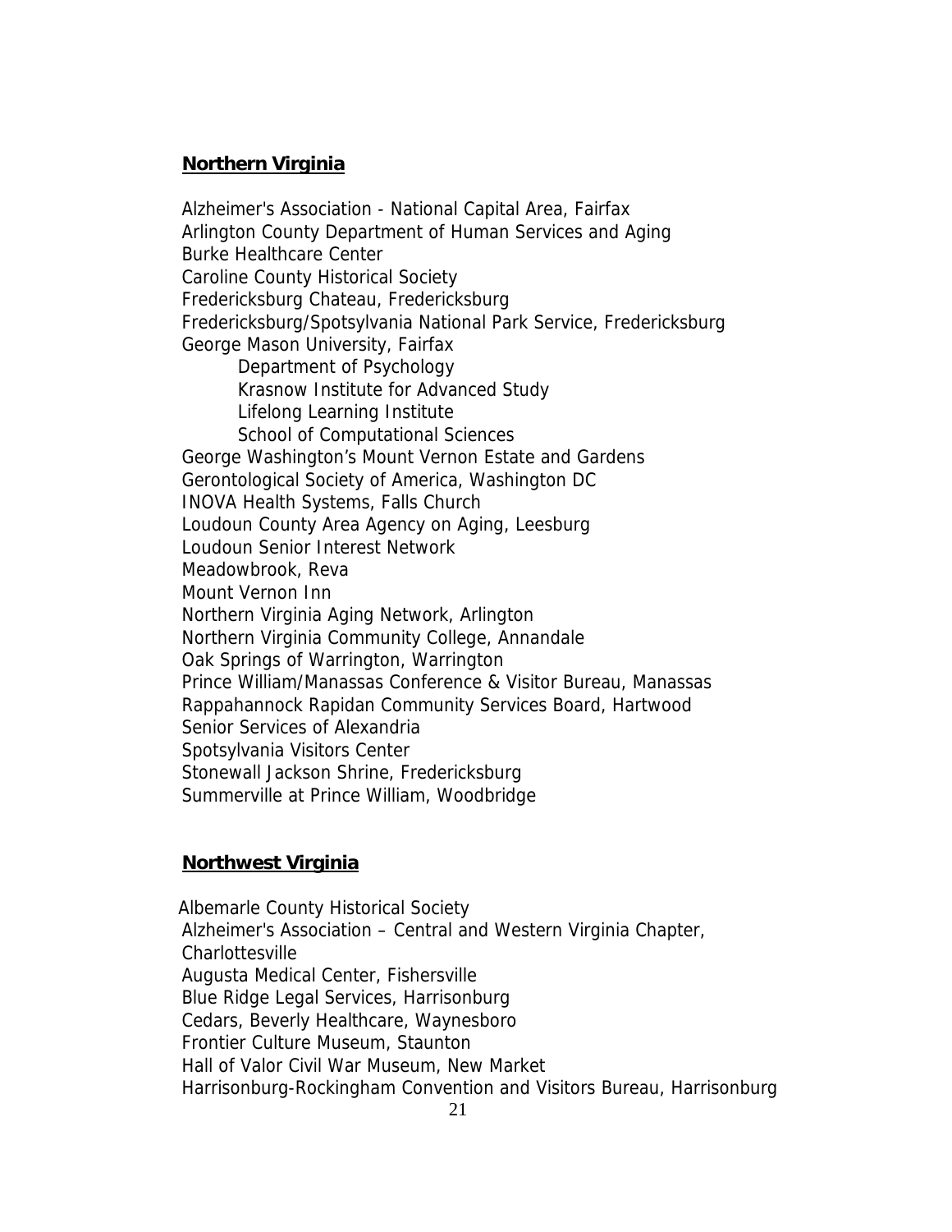## Northern Virginia

Alzheimer's Association - National Capital Area, Fairfax
Arlington County Department of Human Services and Aging
Burke Healthcare Center
Caroline County Historical Society
Fredericksburg Chateau, Fredericksburg
Fredericksburg/Spotsylvania National Park Service, Fredericksburg
George Mason University, Fairfax
- Department of Psychology
- Krasnow Institute for Advanced Study
- Lifelong Learning Institute
- School of Computational Sciences

George Washington's Mount Vernon Estate and Gardens
Gerontological Society of America, Washington DC
INOVA Health Systems, Falls Church
Loudoun County Area Agency on Aging, Leesburg
Loudoun Senior Interest Network
Meadowbrook, Reva
Mount Vernon Inn
Northern Virginia Aging Network, Arlington
Northern Virginia Community College, Annandale
Oak Springs of Warrington, Warrington
Prince William/Manassas Conference & Visitor Bureau, Manassas
Rappahannock Rapidan Community Services Board, Hartwood
Senior Services of Alexandria
Spotsylvania Visitors Center
Stonewall Jackson Shrine, Fredericksburg
Summerville at Prince William, Woodbridge

## Northwest Virginia

Albemarle County Historical Society
Alzheimer's Association – Central and Western Virginia Chapter, Charlottesville
Augusta Medical Center, Fishersville
Blue Ridge Legal Services, Harrisonburg
Cedars, Beverly Healthcare, Waynesboro
Frontier Culture Museum, Staunton
Hall of Valor Civil War Museum, New Market
Harrisonburg-Rockingham Convention and Visitors Bureau, Harrisonburg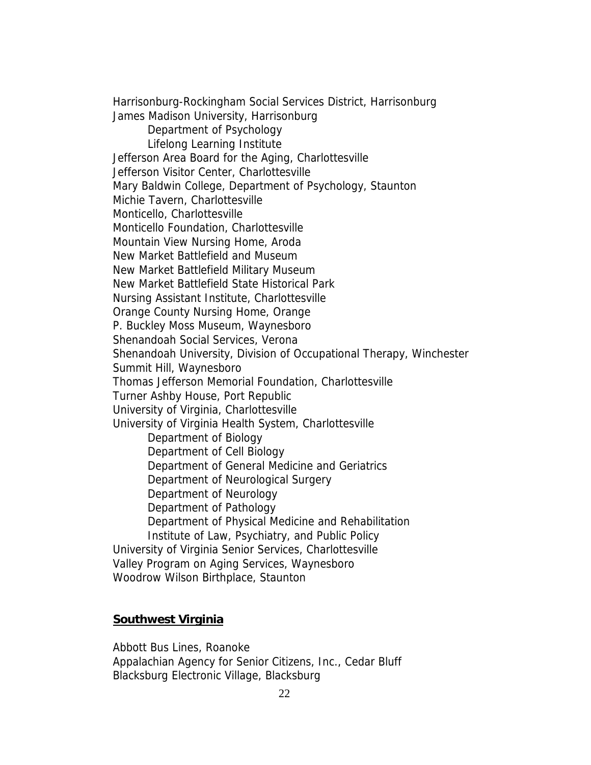Harrisonburg-Rockingham Social Services District, Harrisonburg
James Madison University, Harrisonburg
    Department of Psychology
    Lifelong Learning Institute
Jefferson Area Board for the Aging, Charlottesville
Jefferson Visitor Center, Charlottesville
Mary Baldwin College, Department of Psychology, Staunton
Michie Tavern, Charlottesville
Monticello, Charlottesville
Monticello Foundation, Charlottesville
Mountain View Nursing Home, Aroda
New Market Battlefield and Museum
New Market Battlefield Military Museum
New Market Battlefield State Historical Park
Nursing Assistant Institute, Charlottesville
Orange County Nursing Home, Orange
P. Buckley Moss Museum, Waynesboro
Shenandoah Social Services, Verona
Shenandoah University, Division of Occupational Therapy, Winchester
Summit Hill, Waynesboro
Thomas Jefferson Memorial Foundation, Charlottesville
Turner Ashby House, Port Republic
University of Virginia, Charlottesville
University of Virginia Health System, Charlottesville
    Department of Biology
    Department of Cell Biology
    Department of General Medicine and Geriatrics
    Department of Neurological Surgery
    Department of Neurology
    Department of Pathology
    Department of Physical Medicine and Rehabilitation
    Institute of Law, Psychiatry, and Public Policy
University of Virginia Senior Services, Charlottesville
Valley Program on Aging Services, Waynesboro
Woodrow Wilson Birthplace, Staunton

## Southwest Virginia

Abbott Bus Lines, Roanoke
Appalachian Agency for Senior Citizens, Inc., Cedar Bluff
Blacksburg Electronic Village, Blacksburg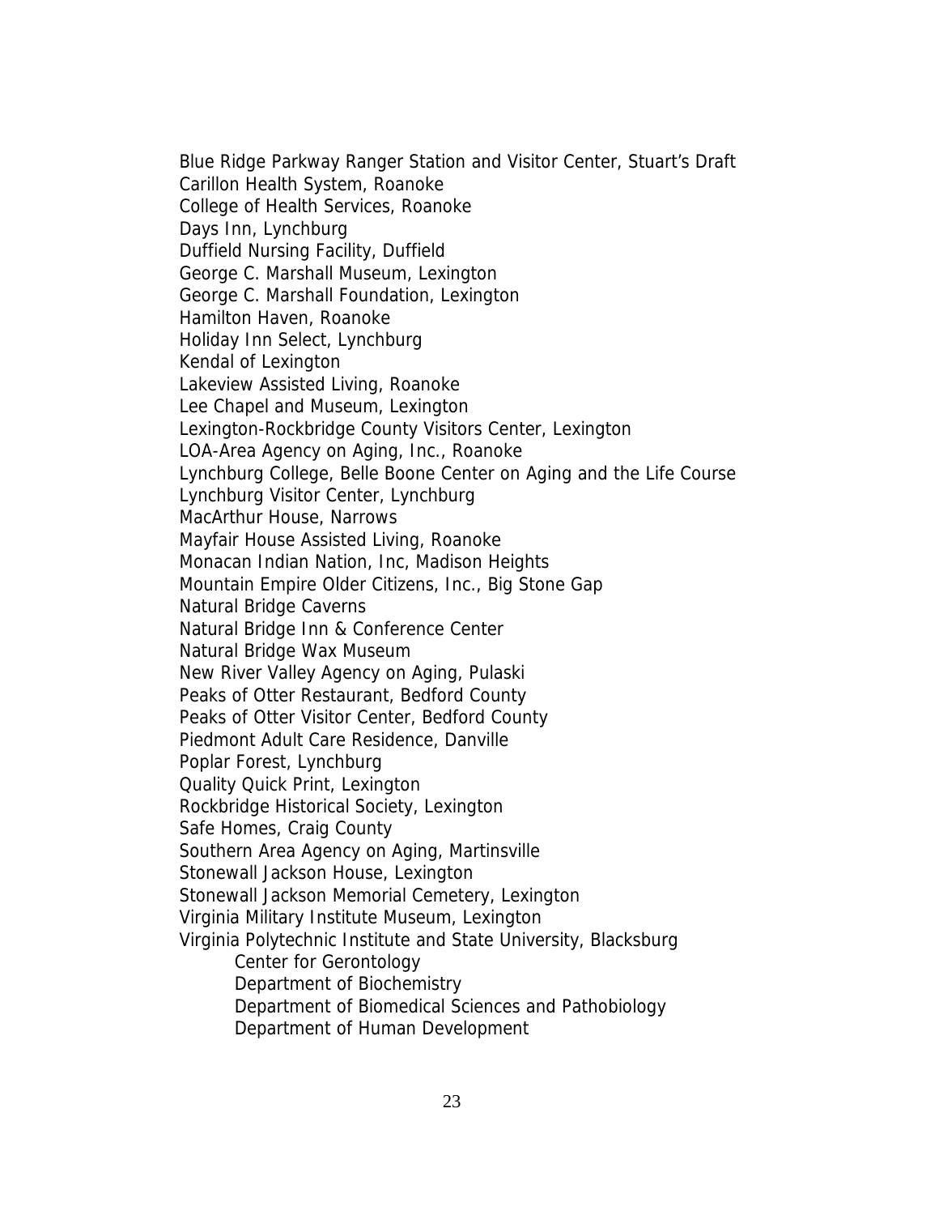Blue Ridge Parkway Ranger Station and Visitor Center, Stuart's Draft
Carillon Health System, Roanoke
College of Health Services, Roanoke
Days Inn, Lynchburg
Duffield Nursing Facility, Duffield
George C. Marshall Museum, Lexington
George C. Marshall Foundation, Lexington
Hamilton Haven, Roanoke
Holiday Inn Select, Lynchburg
Kendal of Lexington
Lakeview Assisted Living, Roanoke
Lee Chapel and Museum, Lexington
Lexington-Rockbridge County Visitors Center, Lexington
LOA-Area Agency on Aging, Inc., Roanoke
Lynchburg College, Belle Boone Center on Aging and the Life Course
Lynchburg Visitor Center, Lynchburg
MacArthur House, Narrows
Mayfair House Assisted Living, Roanoke
Monacan Indian Nation, Inc, Madison Heights
Mountain Empire Older Citizens, Inc., Big Stone Gap
Natural Bridge Caverns
Natural Bridge Inn & Conference Center
Natural Bridge Wax Museum
New River Valley Agency on Aging, Pulaski
Peaks of Otter Restaurant, Bedford County
Peaks of Otter Visitor Center, Bedford County
Piedmont Adult Care Residence, Danville
Poplar Forest, Lynchburg
Quality Quick Print, Lexington
Rockbridge Historical Society, Lexington
Safe Homes, Craig County
Southern Area Agency on Aging, Martinsville
Stonewall Jackson House, Lexington
Stonewall Jackson Memorial Cemetery, Lexington
Virginia Military Institute Museum, Lexington
Virginia Polytechnic Institute and State University, Blacksburg
- Center for Gerontology
- Department of Biochemistry
- Department of Biomedical Sciences and Pathobiology
- Department of Human Development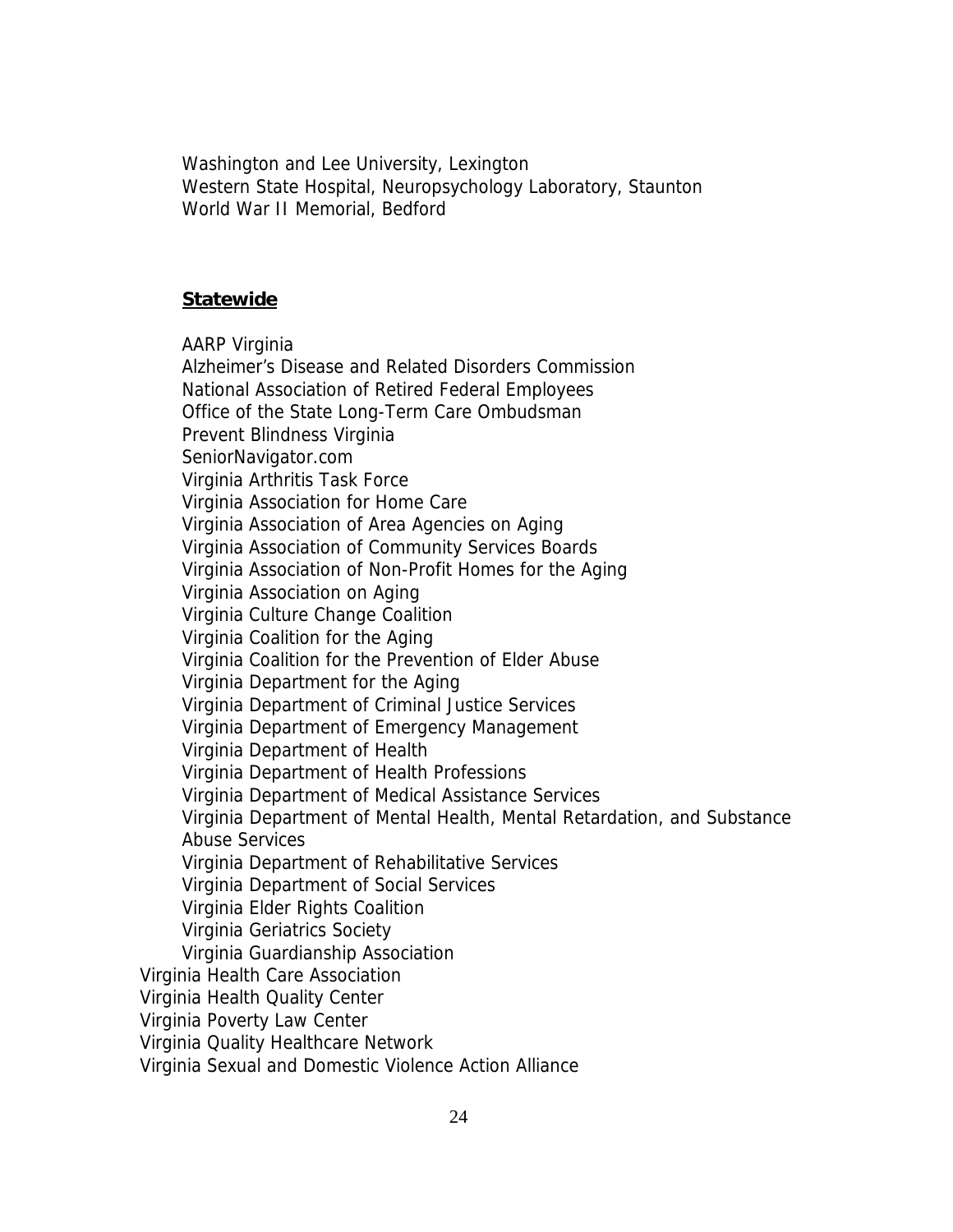Washington and Lee University, Lexington
Western State Hospital, Neuropsychology Laboratory, Staunton
World War II Memorial, Bedford

**Statewide**

AARP Virginia
Alzheimer's Disease and Related Disorders Commission
National Association of Retired Federal Employees
Office of the State Long-Term Care Ombudsman
Prevent Blindness Virginia
SeniorNavigator.com
Virginia Arthritis Task Force
Virginia Association for Home Care
Virginia Association of Area Agencies on Aging
Virginia Association of Community Services Boards
Virginia Association of Non-Profit Homes for the Aging
Virginia Association on Aging
Virginia Culture Change Coalition
Virginia Coalition for the Aging
Virginia Coalition for the Prevention of Elder Abuse
Virginia Department for the Aging
Virginia Department of Criminal Justice Services
Virginia Department of Emergency Management
Virginia Department of Health
Virginia Department of Health Professions
Virginia Department of Medical Assistance Services
Virginia Department of Mental Health, Mental Retardation, and Substance Abuse Services
Virginia Department of Rehabilitative Services
Virginia Department of Social Services
Virginia Elder Rights Coalition
Virginia Geriatrics Society
Virginia Guardianship Association
Virginia Health Care Association
Virginia Health Quality Center
Virginia Poverty Law Center
Virginia Quality Healthcare Network
Virginia Sexual and Domestic Violence Action Alliance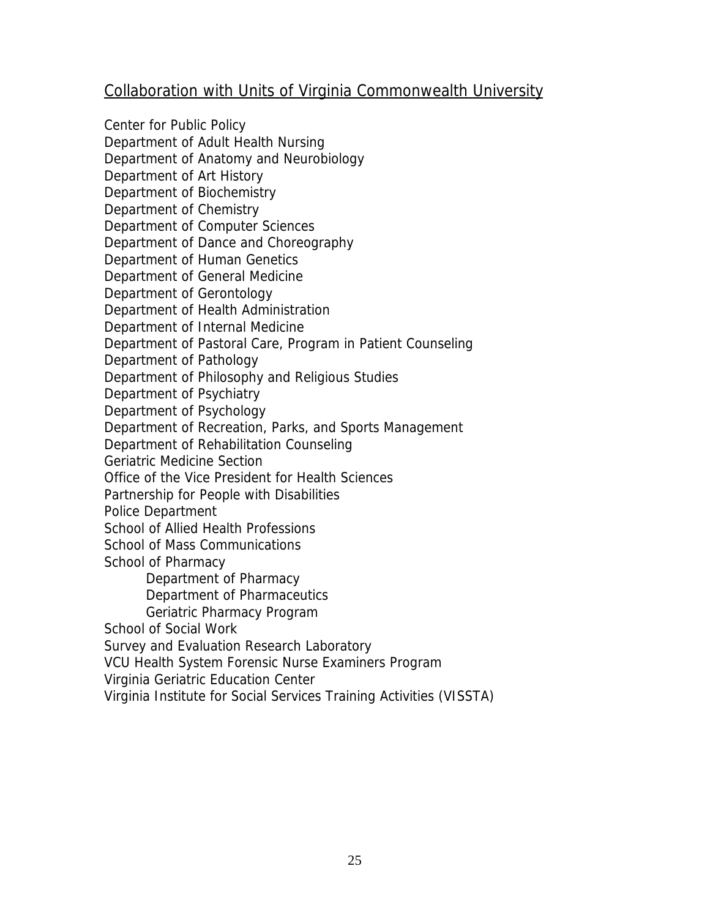## Collaboration with Units of Virginia Commonwealth University

- Center for Public Policy
- Department of Adult Health Nursing
- Department of Anatomy and Neurobiology
- Department of Art History
- Department of Biochemistry
- Department of Chemistry
- Department of Computer Sciences
- Department of Dance and Choreography
- Department of Human Genetics
- Department of General Medicine
- Department of Gerontology
- Department of Health Administration
- Department of Internal Medicine
- Department of Pastoral Care, Program in Patient Counseling
- Department of Pathology
- Department of Philosophy and Religious Studies
- Department of Psychiatry
- Department of Psychology
- Department of Recreation, Parks, and Sports Management
- Department of Rehabilitation Counseling
- Geriatric Medicine Section
- Office of the Vice President for Health Sciences
- Partnership for People with Disabilities
- Police Department
- School of Allied Health Professions
- School of Mass Communications
- School of Pharmacy
    - Department of Pharmacy
    - Department of Pharmaceutics
    - Geriatric Pharmacy Program
- School of Social Work
- Survey and Evaluation Research Laboratory
- VCU Health System Forensic Nurse Examiners Program
- Virginia Geriatric Education Center
- Virginia Institute for Social Services Training Activities (VISSTA)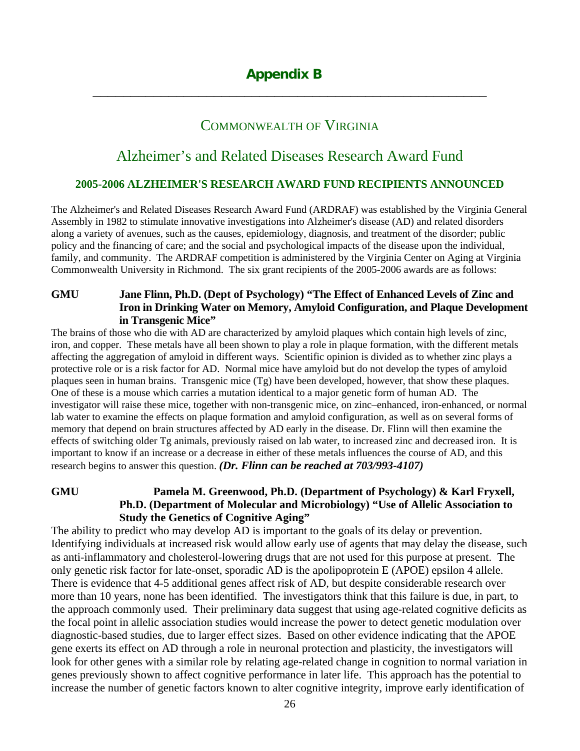# Appendix B

---

## COMMONWEALTH OF VIRGINIA

## Alzheimer's and Related Diseases Research Award Fund

### 2005-2006 ALZHEIMER'S RESEARCH AWARD FUND RECIPIENTS ANNOUNCED

The Alzheimer's and Related Diseases Research Award Fund (ARDRAF) was established by the Virginia General Assembly in 1982 to stimulate innovative investigations into Alzheimer's disease (AD) and related disorders along a variety of avenues, such as the causes, epidemiology, diagnosis, and treatment of the disorder; public policy and the financing of care; and the social and psychological impacts of the disease upon the individual, family, and community. The ARDRAF competition is administered by the Virginia Center on Aging at Virginia Commonwealth University in Richmond. The six grant recipients of the 2005-2006 awards are as follows:

**GMU Jane Flinn, Ph.D. (Dept of Psychology) "The Effect of Enhanced Levels of Zinc and Iron in Drinking Water on Memory, Amyloid Configuration, and Plaque Development in Transgenic Mice"**

The brains of those who die with AD are characterized by amyloid plaques which contain high levels of zinc, iron, and copper. These metals have all been shown to play a role in plaque formation, with the different metals affecting the aggregation of amyloid in different ways. Scientific opinion is divided as to whether zinc plays a protective role or is a risk factor for AD. Normal mice have amyloid but do not develop the types of amyloid plaques seen in human brains. Transgenic mice (Tg) have been developed, however, that show these plaques. One of these is a mouse which carries a mutation identical to a major genetic form of human AD. The investigator will raise these mice, together with non-transgenic mice, on zinc–enhanced, iron-enhanced, or normal lab water to examine the effects on plaque formation and amyloid configuration, as well as on several forms of memory that depend on brain structures affected by AD early in the disease. Dr. Flinn will then examine the effects of switching older Tg animals, previously raised on lab water, to increased zinc and decreased iron. It is important to know if an increase or a decrease in either of these metals influences the course of AD, and this research begins to answer this question. ***(Dr. Flinn can be reached at 703/993-4107)***

**GMU Pamela M. Greenwood, Ph.D. (Department of Psychology) & Karl Fryxell, Ph.D. (Department of Molecular and Microbiology) "Use of Allelic Association to Study the Genetics of Cognitive Aging"**

The ability to predict who may develop AD is important to the goals of its delay or prevention. Identifying individuals at increased risk would allow early use of agents that may delay the disease, such as anti-inflammatory and cholesterol-lowering drugs that are not used for this purpose at present. The only genetic risk factor for late-onset, sporadic AD is the apolipoprotein E (APOE) epsilon 4 allele. There is evidence that 4-5 additional genes affect risk of AD, but despite considerable research over more than 10 years, none has been identified. The investigators think that this failure is due, in part, to the approach commonly used. Their preliminary data suggest that using age-related cognitive deficits as the focal point in allelic association studies would increase the power to detect genetic modulation over diagnostic-based studies, due to larger effect sizes. Based on other evidence indicating that the APOE gene exerts its effect on AD through a role in neuronal protection and plasticity, the investigators will look for other genes with a similar role by relating age-related change in cognition to normal variation in genes previously shown to affect cognitive performance in later life. This approach has the potential to increase the number of genetic factors known to alter cognitive integrity, improve early identification of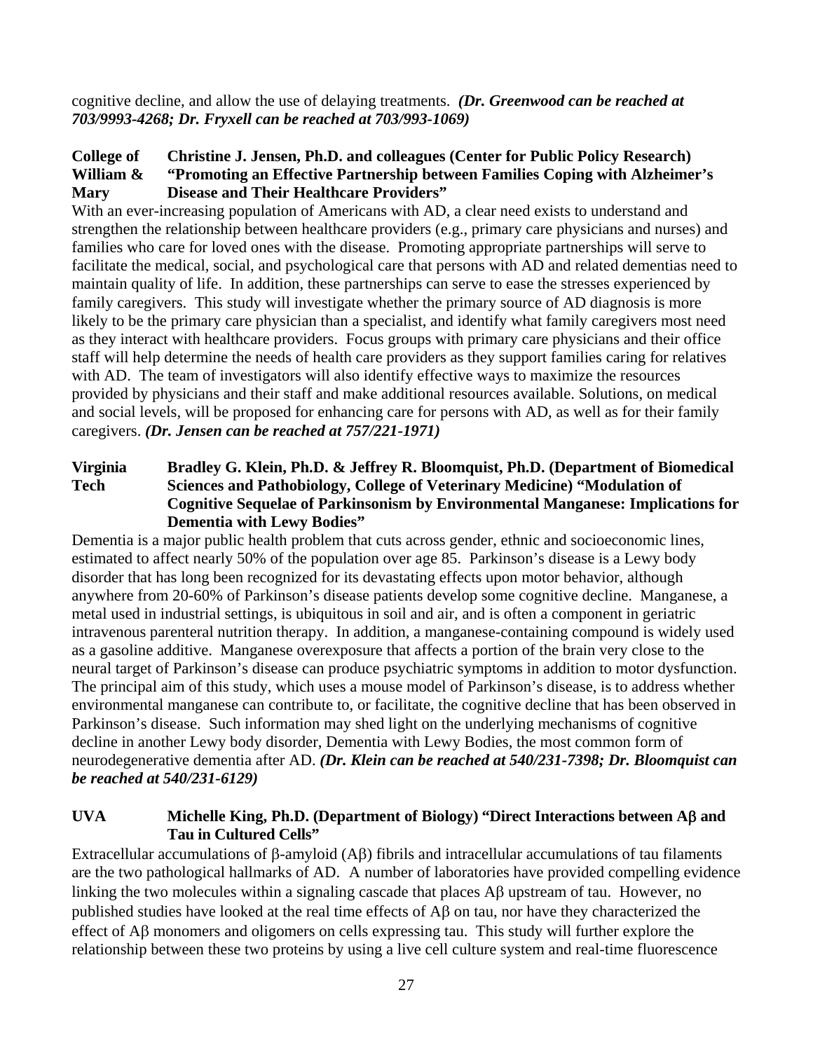cognitive decline, and allow the use of delaying treatments. ***(Dr. Greenwood can be reached at 703/9993-4268; Dr. Fryxell can be reached at 703/993-1069)***

**College of William & Mary** **Christine J. Jensen, Ph.D. and colleagues (Center for Public Policy Research) "Promoting an Effective Partnership between Families Coping with Alzheimer's Disease and Their Healthcare Providers"**

With an ever-increasing population of Americans with AD, a clear need exists to understand and strengthen the relationship between healthcare providers (e.g., primary care physicians and nurses) and families who care for loved ones with the disease. Promoting appropriate partnerships will serve to facilitate the medical, social, and psychological care that persons with AD and related dementias need to maintain quality of life. In addition, these partnerships can serve to ease the stresses experienced by family caregivers. This study will investigate whether the primary source of AD diagnosis is more likely to be the primary care physician than a specialist, and identify what family caregivers most need as they interact with healthcare providers. Focus groups with primary care physicians and their office staff will help determine the needs of health care providers as they support families caring for relatives with AD. The team of investigators will also identify effective ways to maximize the resources provided by physicians and their staff and make additional resources available. Solutions, on medical and social levels, will be proposed for enhancing care for persons with AD, as well as for their family caregivers. ***(Dr. Jensen can be reached at 757/221-1971)***

**Virginia Tech** **Bradley G. Klein, Ph.D. & Jeffrey R. Bloomquist, Ph.D. (Department of Biomedical Sciences and Pathobiology, College of Veterinary Medicine) "Modulation of Cognitive Sequelae of Parkinsonism by Environmental Manganese: Implications for Dementia with Lewy Bodies"**

Dementia is a major public health problem that cuts across gender, ethnic and socioeconomic lines, estimated to affect nearly 50% of the population over age 85. Parkinson's disease is a Lewy body disorder that has long been recognized for its devastating effects upon motor behavior, although anywhere from 20-60% of Parkinson's disease patients develop some cognitive decline. Manganese, a metal used in industrial settings, is ubiquitous in soil and air, and is often a component in geriatric intravenous parenteral nutrition therapy. In addition, a manganese-containing compound is widely used as a gasoline additive. Manganese overexposure that affects a portion of the brain very close to the neural target of Parkinson's disease can produce psychiatric symptoms in addition to motor dysfunction. The principal aim of this study, which uses a mouse model of Parkinson's disease, is to address whether environmental manganese can contribute to, or facilitate, the cognitive decline that has been observed in Parkinson's disease. Such information may shed light on the underlying mechanisms of cognitive decline in another Lewy body disorder, Dementia with Lewy Bodies, the most common form of neurodegenerative dementia after AD. ***(Dr. Klein can be reached at 540/231-7398; Dr. Bloomquist can be reached at 540/231-6129)***

**UVA** **Michelle King, Ph.D. (Department of Biology) "Direct Interactions between Aβ and Tau in Cultured Cells"**

Extracellular accumulations of β-amyloid (Aβ) fibrils and intracellular accumulations of tau filaments are the two pathological hallmarks of AD. A number of laboratories have provided compelling evidence linking the two molecules within a signaling cascade that places Aβ upstream of tau. However, no published studies have looked at the real time effects of Aβ on tau, nor have they characterized the effect of Aβ monomers and oligomers on cells expressing tau. This study will further explore the relationship between these two proteins by using a live cell culture system and real-time fluorescence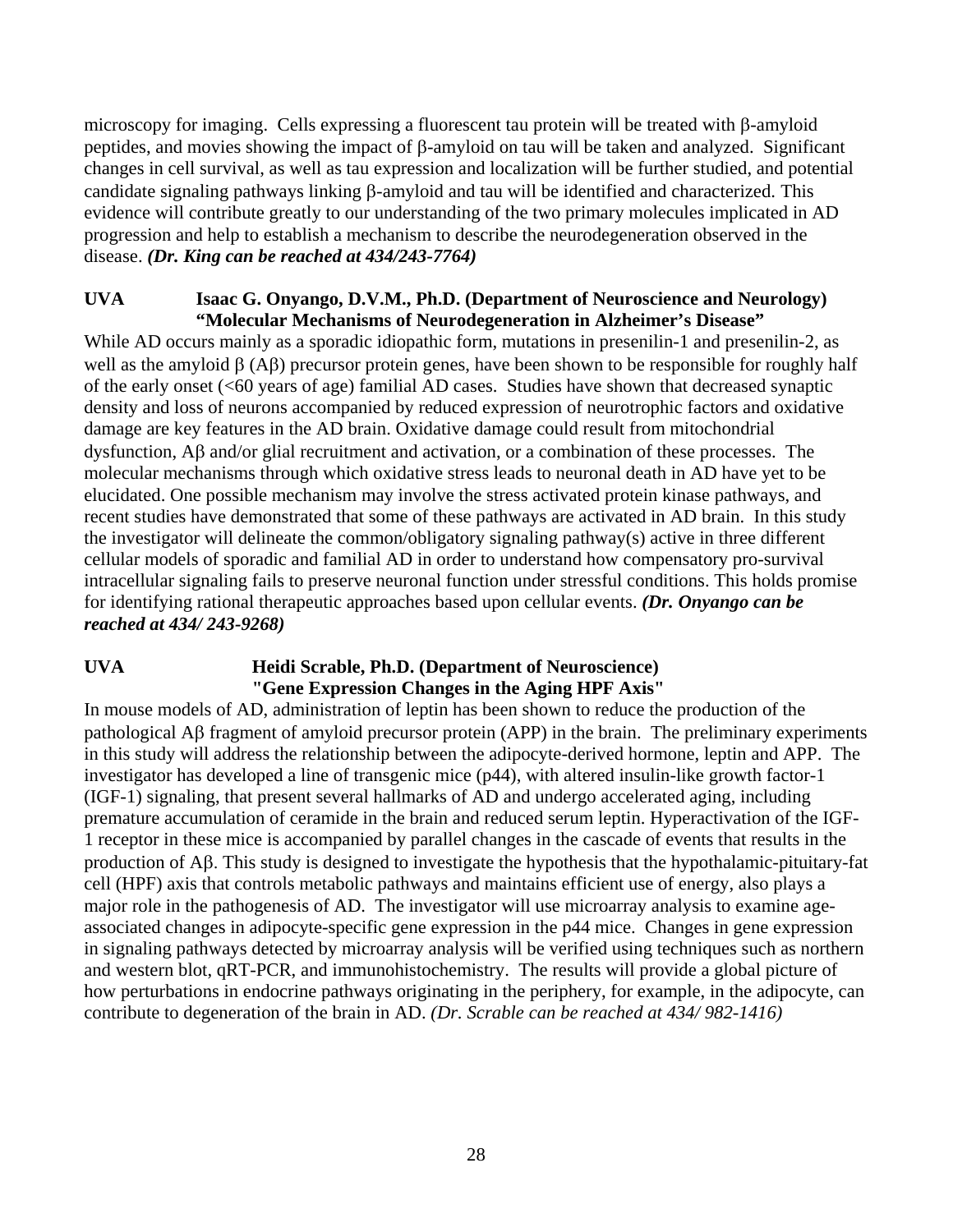microscopy for imaging. Cells expressing a fluorescent tau protein will be treated with β-amyloid peptides, and movies showing the impact of β-amyloid on tau will be taken and analyzed. Significant changes in cell survival, as well as tau expression and localization will be further studied, and potential candidate signaling pathways linking β-amyloid and tau will be identified and characterized. This evidence will contribute greatly to our understanding of the two primary molecules implicated in AD progression and help to establish a mechanism to describe the neurodegeneration observed in the disease. ***(Dr. King can be reached at 434/243-7764)***

**UVA　　Isaac G. Onyango, D.V.M., Ph.D. (Department of Neuroscience and Neurology)**
**"Molecular Mechanisms of Neurodegeneration in Alzheimer's Disease"**

While AD occurs mainly as a sporadic idiopathic form, mutations in presenilin-1 and presenilin-2, as well as the amyloid β (Aβ) precursor protein genes, have been shown to be responsible for roughly half of the early onset (<60 years of age) familial AD cases. Studies have shown that decreased synaptic density and loss of neurons accompanied by reduced expression of neurotrophic factors and oxidative damage are key features in the AD brain. Oxidative damage could result from mitochondrial dysfunction, Aβ and/or glial recruitment and activation, or a combination of these processes. The molecular mechanisms through which oxidative stress leads to neuronal death in AD have yet to be elucidated. One possible mechanism may involve the stress activated protein kinase pathways, and recent studies have demonstrated that some of these pathways are activated in AD brain. In this study the investigator will delineate the common/obligatory signaling pathway(s) active in three different cellular models of sporadic and familial AD in order to understand how compensatory pro-survival intracellular signaling fails to preserve neuronal function under stressful conditions. This holds promise for identifying rational therapeutic approaches based upon cellular events. ***(Dr. Onyango can be reached at 434/ 243-9268)***

**UVA　　Heidi Scrable, Ph.D. (Department of Neuroscience)**
**"Gene Expression Changes in the Aging HPF Axis"**

In mouse models of AD, administration of leptin has been shown to reduce the production of the pathological Aβ fragment of amyloid precursor protein (APP) in the brain. The preliminary experiments in this study will address the relationship between the adipocyte-derived hormone, leptin and APP. The investigator has developed a line of transgenic mice (p44), with altered insulin-like growth factor-1 (IGF-1) signaling, that present several hallmarks of AD and undergo accelerated aging, including premature accumulation of ceramide in the brain and reduced serum leptin. Hyperactivation of the IGF-1 receptor in these mice is accompanied by parallel changes in the cascade of events that results in the production of Aβ. This study is designed to investigate the hypothesis that the hypothalamic-pituitary-fat cell (HPF) axis that controls metabolic pathways and maintains efficient use of energy, also plays a major role in the pathogenesis of AD. The investigator will use microarray analysis to examine age-associated changes in adipocyte-specific gene expression in the p44 mice. Changes in gene expression in signaling pathways detected by microarray analysis will be verified using techniques such as northern and western blot, qRT-PCR, and immunohistochemistry. The results will provide a global picture of how perturbations in endocrine pathways originating in the periphery, for example, in the adipocyte, can contribute to degeneration of the brain in AD. *(Dr. Scrable can be reached at 434/ 982-1416)*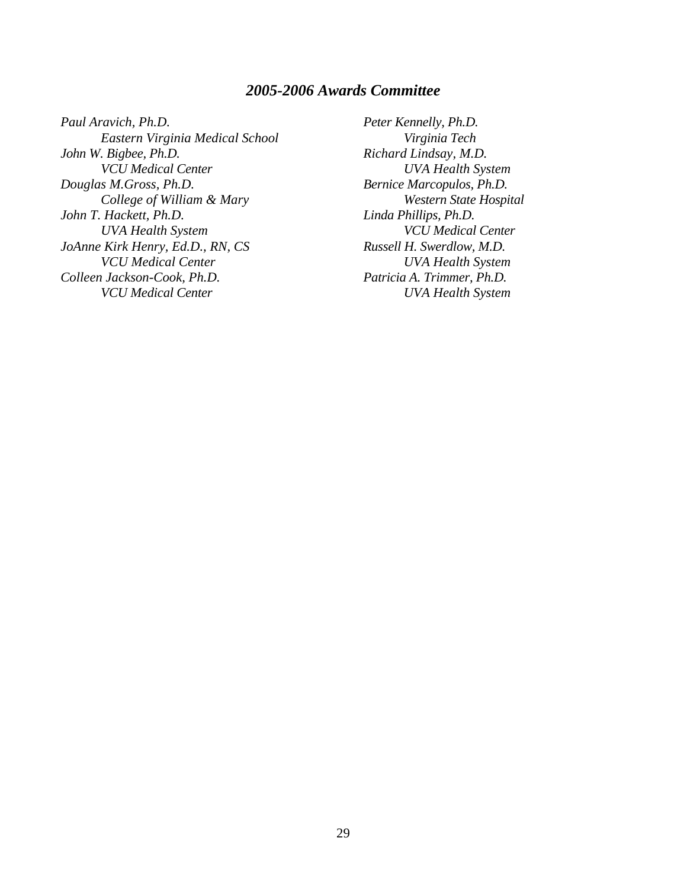## *2005-2006 Awards Committee*

*Paul Aravich, Ph.D.*
*Eastern Virginia Medical School*

*John W. Bigbee, Ph.D.*
*VCU Medical Center*

*Douglas M.Gross, Ph.D.*
*College of William & Mary*

*John T. Hackett, Ph.D.*
*UVA Health System*

*JoAnne Kirk Henry, Ed.D., RN, CS*
*VCU Medical Center*

*Colleen Jackson-Cook, Ph.D.*
*VCU Medical Center*

*Peter Kennelly, Ph.D.*
*Virginia Tech*

*Richard Lindsay, M.D.*
*UVA Health System*

*Bernice Marcopulos, Ph.D.*
*Western State Hospital*

*Linda Phillips, Ph.D.*
*VCU Medical Center*

*Russell H. Swerdlow, M.D.*
*UVA Health System*

*Patricia A. Trimmer, Ph.D.*
*UVA Health System*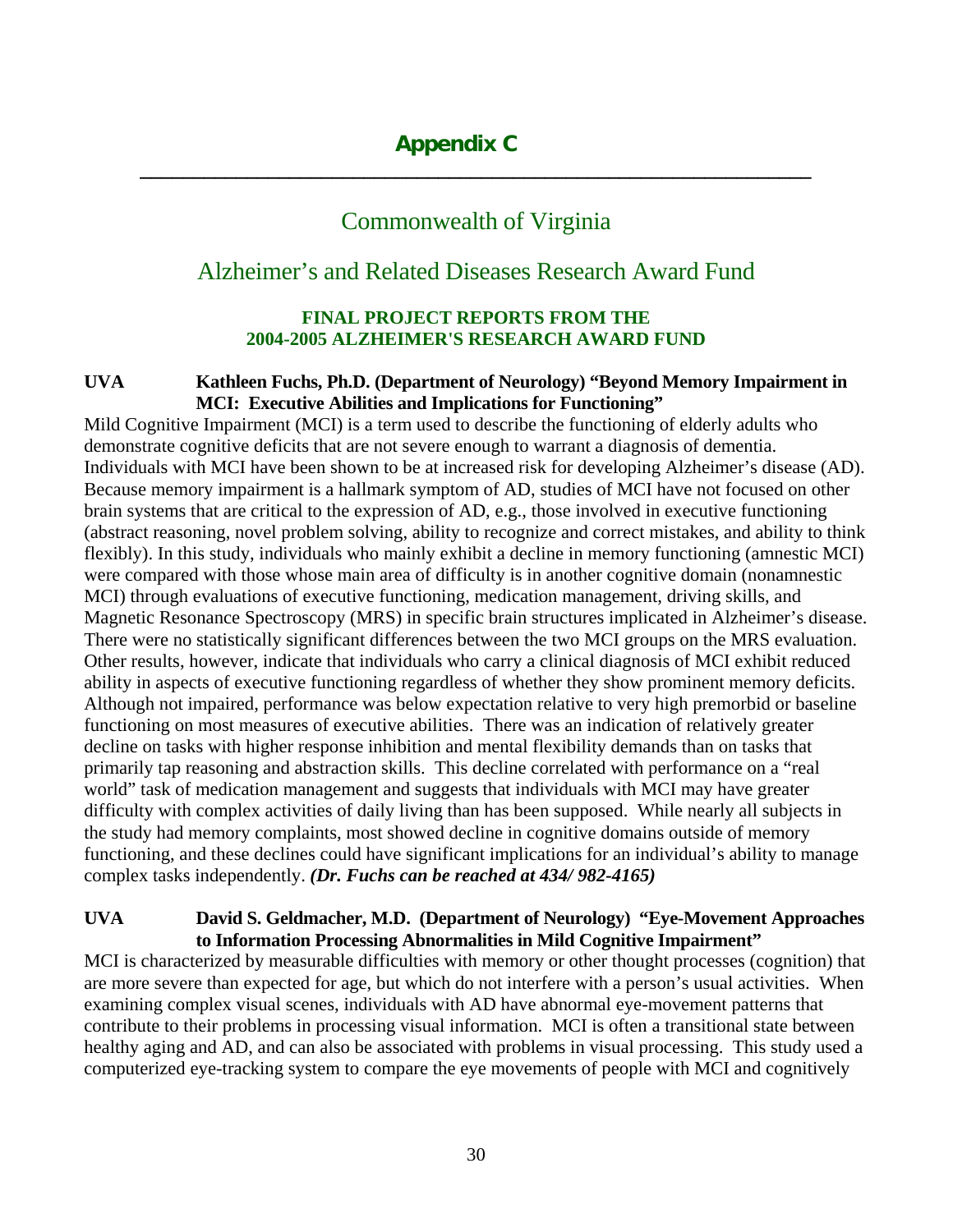# Appendix C

## Commonwealth of Virginia

## Alzheimer's and Related Diseases Research Award Fund

### FINAL PROJECT REPORTS FROM THE 2004-2005 ALZHEIMER'S RESEARCH AWARD FUND

**UVA Kathleen Fuchs, Ph.D. (Department of Neurology) "Beyond Memory Impairment in MCI: Executive Abilities and Implications for Functioning"**

Mild Cognitive Impairment (MCI) is a term used to describe the functioning of elderly adults who demonstrate cognitive deficits that are not severe enough to warrant a diagnosis of dementia. Individuals with MCI have been shown to be at increased risk for developing Alzheimer's disease (AD). Because memory impairment is a hallmark symptom of AD, studies of MCI have not focused on other brain systems that are critical to the expression of AD, e.g., those involved in executive functioning (abstract reasoning, novel problem solving, ability to recognize and correct mistakes, and ability to think flexibly). In this study, individuals who mainly exhibit a decline in memory functioning (amnestic MCI) were compared with those whose main area of difficulty is in another cognitive domain (nonamnestic MCI) through evaluations of executive functioning, medication management, driving skills, and Magnetic Resonance Spectroscopy (MRS) in specific brain structures implicated in Alzheimer's disease. There were no statistically significant differences between the two MCI groups on the MRS evaluation. Other results, however, indicate that individuals who carry a clinical diagnosis of MCI exhibit reduced ability in aspects of executive functioning regardless of whether they show prominent memory deficits. Although not impaired, performance was below expectation relative to very high premorbid or baseline functioning on most measures of executive abilities. There was an indication of relatively greater decline on tasks with higher response inhibition and mental flexibility demands than on tasks that primarily tap reasoning and abstraction skills. This decline correlated with performance on a "real world" task of medication management and suggests that individuals with MCI may have greater difficulty with complex activities of daily living than has been supposed. While nearly all subjects in the study had memory complaints, most showed decline in cognitive domains outside of memory functioning, and these declines could have significant implications for an individual's ability to manage complex tasks independently. ***(Dr. Fuchs can be reached at 434/ 982-4165)***

**UVA David S. Geldmacher, M.D. (Department of Neurology) "Eye-Movement Approaches to Information Processing Abnormalities in Mild Cognitive Impairment"**

MCI is characterized by measurable difficulties with memory or other thought processes (cognition) that are more severe than expected for age, but which do not interfere with a person's usual activities. When examining complex visual scenes, individuals with AD have abnormal eye-movement patterns that contribute to their problems in processing visual information. MCI is often a transitional state between healthy aging and AD, and can also be associated with problems in visual processing. This study used a computerized eye-tracking system to compare the eye movements of people with MCI and cognitively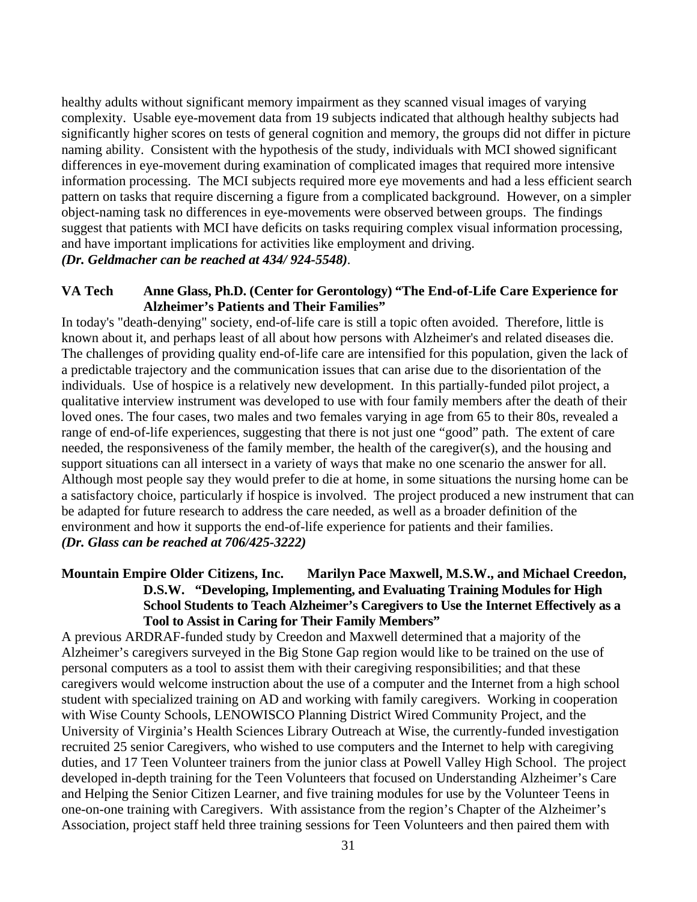healthy adults without significant memory impairment as they scanned visual images of varying complexity. Usable eye-movement data from 19 subjects indicated that although healthy subjects had significantly higher scores on tests of general cognition and memory, the groups did not differ in picture naming ability. Consistent with the hypothesis of the study, individuals with MCI showed significant differences in eye-movement during examination of complicated images that required more intensive information processing. The MCI subjects required more eye movements and had a less efficient search pattern on tasks that require discerning a figure from a complicated background. However, on a simpler object-naming task no differences in eye-movements were observed between groups. The findings suggest that patients with MCI have deficits on tasks requiring complex visual information processing, and have important implications for activities like employment and driving.
***(Dr. Geldmacher can be reached at 434/ 924-5548)***.

**VA Tech Anne Glass, Ph.D. (Center for Gerontology) "The End-of-Life Care Experience for Alzheimer's Patients and Their Families"**

In today's "death-denying" society, end-of-life care is still a topic often avoided. Therefore, little is known about it, and perhaps least of all about how persons with Alzheimer's and related diseases die. The challenges of providing quality end-of-life care are intensified for this population, given the lack of a predictable trajectory and the communication issues that can arise due to the disorientation of the individuals. Use of hospice is a relatively new development. In this partially-funded pilot project, a qualitative interview instrument was developed to use with four family members after the death of their loved ones. The four cases, two males and two females varying in age from 65 to their 80s, revealed a range of end-of-life experiences, suggesting that there is not just one "good" path. The extent of care needed, the responsiveness of the family member, the health of the caregiver(s), and the housing and support situations can all intersect in a variety of ways that make no one scenario the answer for all. Although most people say they would prefer to die at home, in some situations the nursing home can be a satisfactory choice, particularly if hospice is involved. The project produced a new instrument that can be adapted for future research to address the care needed, as well as a broader definition of the environment and how it supports the end-of-life experience for patients and their families.
***(Dr. Glass can be reached at 706/425-3222)***

**Mountain Empire Older Citizens, Inc. Marilyn Pace Maxwell, M.S.W., and Michael Creedon, D.S.W. "Developing, Implementing, and Evaluating Training Modules for High School Students to Teach Alzheimer's Caregivers to Use the Internet Effectively as a Tool to Assist in Caring for Their Family Members"**

A previous ARDRAF-funded study by Creedon and Maxwell determined that a majority of the Alzheimer's caregivers surveyed in the Big Stone Gap region would like to be trained on the use of personal computers as a tool to assist them with their caregiving responsibilities; and that these caregivers would welcome instruction about the use of a computer and the Internet from a high school student with specialized training on AD and working with family caregivers. Working in cooperation with Wise County Schools, LENOWISCO Planning District Wired Community Project, and the University of Virginia's Health Sciences Library Outreach at Wise, the currently-funded investigation recruited 25 senior Caregivers, who wished to use computers and the Internet to help with caregiving duties, and 17 Teen Volunteer trainers from the junior class at Powell Valley High School. The project developed in-depth training for the Teen Volunteers that focused on Understanding Alzheimer's Care and Helping the Senior Citizen Learner, and five training modules for use by the Volunteer Teens in one-on-one training with Caregivers. With assistance from the region's Chapter of the Alzheimer's Association, project staff held three training sessions for Teen Volunteers and then paired them with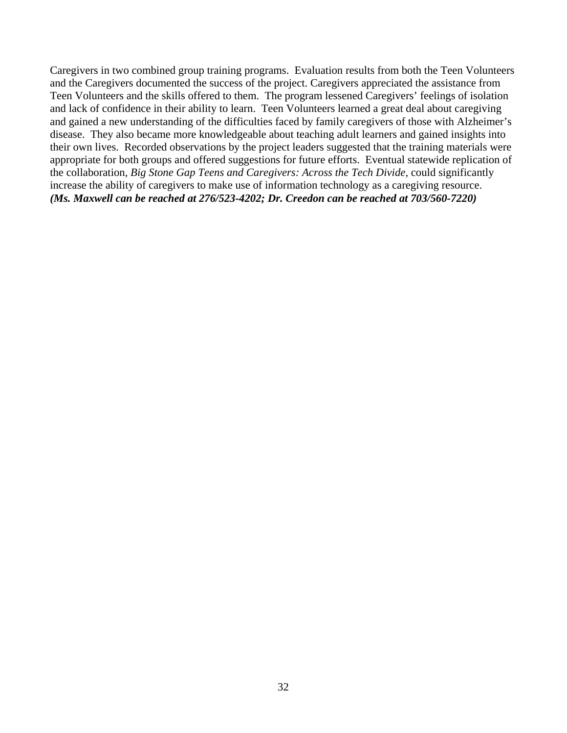Caregivers in two combined group training programs. Evaluation results from both the Teen Volunteers and the Caregivers documented the success of the project. Caregivers appreciated the assistance from Teen Volunteers and the skills offered to them. The program lessened Caregivers' feelings of isolation and lack of confidence in their ability to learn. Teen Volunteers learned a great deal about caregiving and gained a new understanding of the difficulties faced by family caregivers of those with Alzheimer's disease. They also became more knowledgeable about teaching adult learners and gained insights into their own lives. Recorded observations by the project leaders suggested that the training materials were appropriate for both groups and offered suggestions for future efforts. Eventual statewide replication of the collaboration, *Big Stone Gap Teens and Caregivers: Across the Tech Divide*, could significantly increase the ability of caregivers to make use of information technology as a caregiving resource.
***(Ms. Maxwell can be reached at 276/523-4202; Dr. Creedon can be reached at 703/560-7220)***